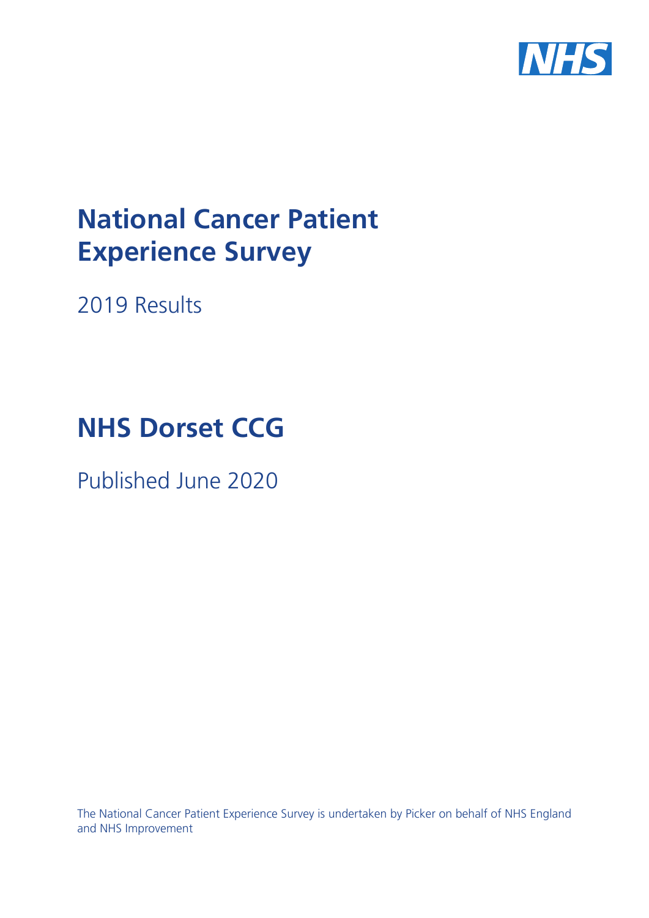NHS

# National Cancer Patient Experience Survey

2019 Results

# NHS Dorset CCG

Published June 2020

The National Cancer Patient Experience Survey is undertaken by Picker on behalf of NHS England and NHS Improvement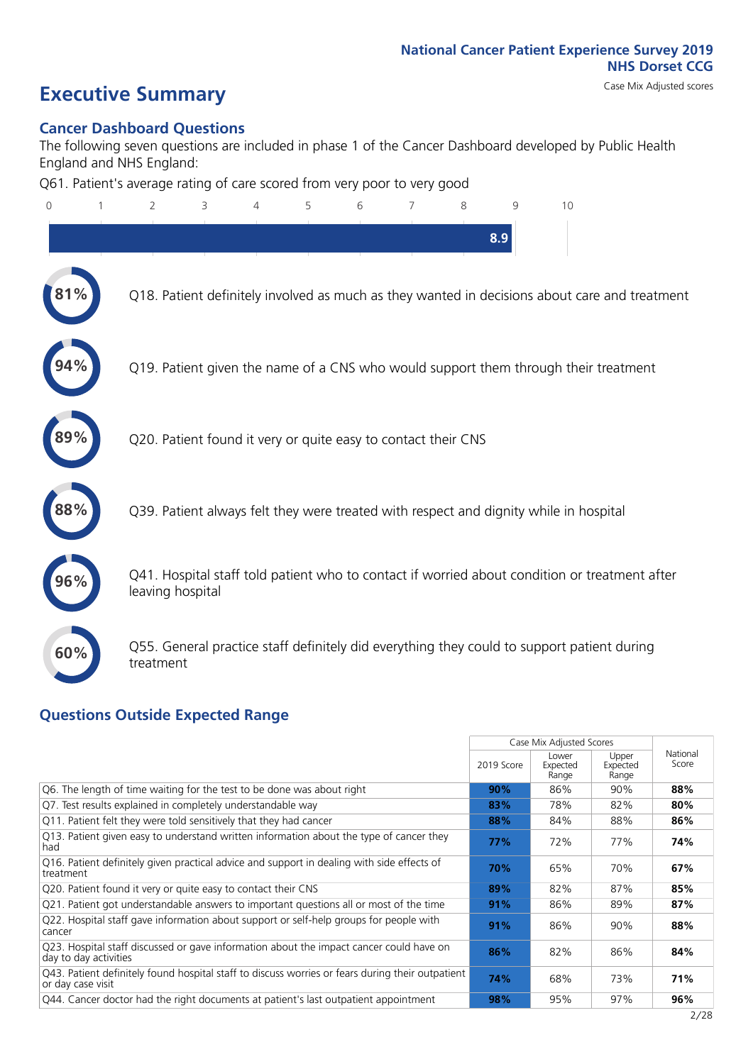National Cancer Patient Experience Survey 2019
NHS Dorset CCG

# Executive Summary

Case Mix Adjusted scores

## Cancer Dashboard Questions

The following seven questions are included in phase 1 of the Cancer Dashboard developed by Public Health England and NHS England:

Q61. Patient's average rating of care scored from very poor to very good

8.9

81% Q18. Patient definitely involved as much as they wanted in decisions about care and treatment

94% Q19. Patient given the name of a CNS who would support them through their treatment

89% Q20. Patient found it very or quite easy to contact their CNS

88% Q39. Patient always felt they were treated with respect and dignity while in hospital

96% Q41. Hospital staff told patient who to contact if worried about condition or treatment after leaving hospital

60% Q55. General practice staff definitely did everything they could to support patient during treatment

## Questions Outside Expected Range

| | Case Mix Adjusted Scores | | | National Score |
|---|---|---|---|---|
| | 2019 Score | Lower Expected Range | Upper Expected Range | |
| Q6. The length of time waiting for the test to be done was about right | 90% | 86% | 90% | 88% |
| Q7. Test results explained in completely understandable way | 83% | 78% | 82% | 80% |
| Q11. Patient felt they were told sensitively that they had cancer | 88% | 84% | 88% | 86% |
| Q13. Patient given easy to understand written information about the type of cancer they had | 77% | 72% | 77% | 74% |
| Q16. Patient definitely given practical advice and support in dealing with side effects of treatment | 70% | 65% | 70% | 67% |
| Q20. Patient found it very or quite easy to contact their CNS | 89% | 82% | 87% | 85% |
| Q21. Patient got understandable answers to important questions all or most of the time | 91% | 86% | 89% | 87% |
| Q22. Hospital staff gave information about support or self-help groups for people with cancer | 91% | 86% | 90% | 88% |
| Q23. Hospital staff discussed or gave information about the impact cancer could have on day to day activities | 86% | 82% | 86% | 84% |
| Q43. Patient definitely found hospital staff to discuss worries or fears during their outpatient or day case visit | 74% | 68% | 73% | 71% |
| Q44. Cancer doctor had the right documents at patient's last outpatient appointment | 98% | 95% | 97% | 96% |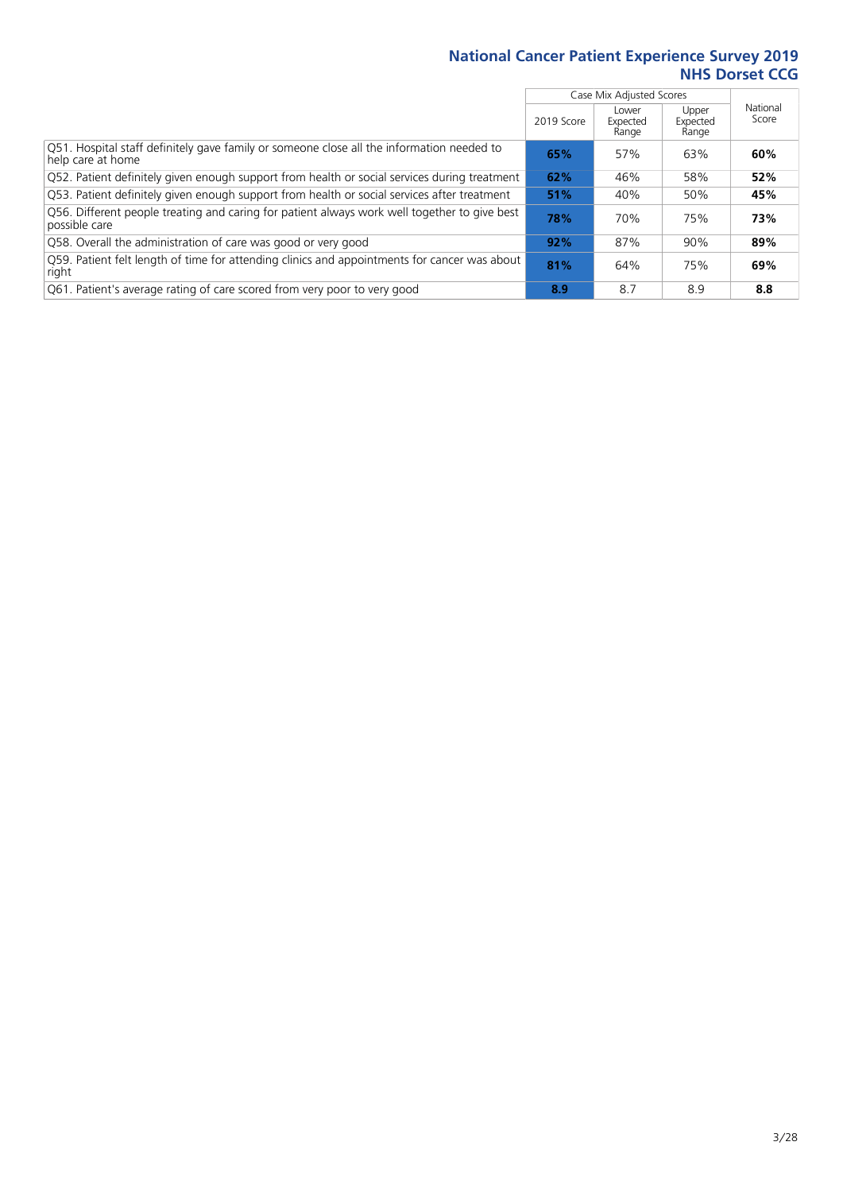# National Cancer Patient Experience Survey 2019
## NHS Dorset CCG

| | Case Mix Adjusted Scores | | | National Score |
|---|---|---|---|---|
| | 2019 Score | Lower Expected Range | Upper Expected Range | |
| Q51. Hospital staff definitely gave family or someone close all the information needed to help care at home | **65%** | 57% | 63% | **60%** |
| Q52. Patient definitely given enough support from health or social services during treatment | **62%** | 46% | 58% | **52%** |
| Q53. Patient definitely given enough support from health or social services after treatment | **51%** | 40% | 50% | **45%** |
| Q56. Different people treating and caring for patient always work well together to give best possible care | **78%** | 70% | 75% | **73%** |
| Q58. Overall the administration of care was good or very good | **92%** | 87% | 90% | **89%** |
| Q59. Patient felt length of time for attending clinics and appointments for cancer was about right | **81%** | 64% | 75% | **69%** |
| Q61. Patient's average rating of care scored from very poor to very good | **8.9** | 8.7 | 8.9 | **8.8** |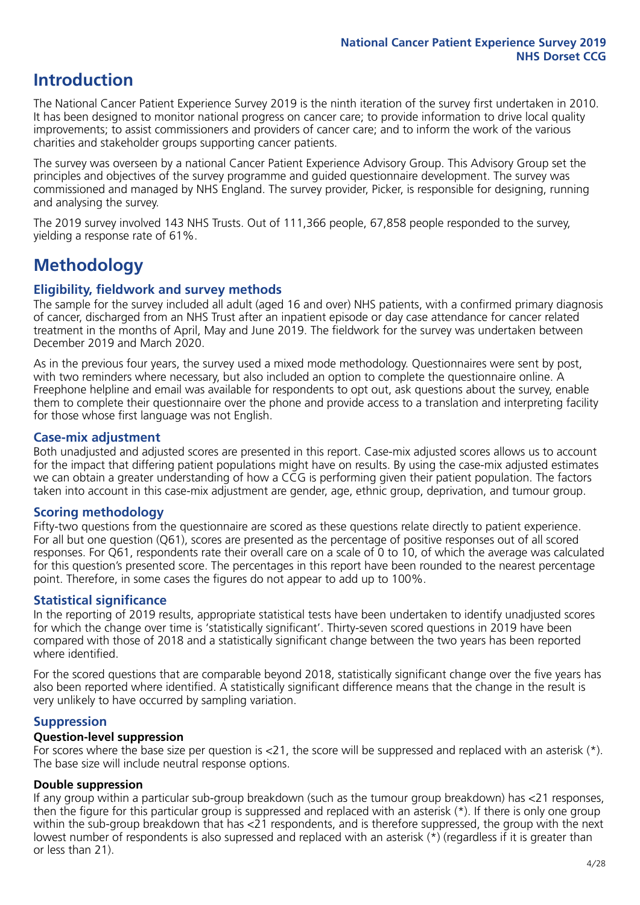# Introduction

The National Cancer Patient Experience Survey 2019 is the ninth iteration of the survey first undertaken in 2010. It has been designed to monitor national progress on cancer care; to provide information to drive local quality improvements; to assist commissioners and providers of cancer care; and to inform the work of the various charities and stakeholder groups supporting cancer patients.

The survey was overseen by a national Cancer Patient Experience Advisory Group. This Advisory Group set the principles and objectives of the survey programme and guided questionnaire development. The survey was commissioned and managed by NHS England. The survey provider, Picker, is responsible for designing, running and analysing the survey.

The 2019 survey involved 143 NHS Trusts. Out of 111,366 people, 67,858 people responded to the survey, yielding a response rate of 61%.

# Methodology

## Eligibility, fieldwork and survey methods

The sample for the survey included all adult (aged 16 and over) NHS patients, with a confirmed primary diagnosis of cancer, discharged from an NHS Trust after an inpatient episode or day case attendance for cancer related treatment in the months of April, May and June 2019. The fieldwork for the survey was undertaken between December 2019 and March 2020.

As in the previous four years, the survey used a mixed mode methodology. Questionnaires were sent by post, with two reminders where necessary, but also included an option to complete the questionnaire online. A Freephone helpline and email was available for respondents to opt out, ask questions about the survey, enable them to complete their questionnaire over the phone and provide access to a translation and interpreting facility for those whose first language was not English.

## Case-mix adjustment

Both unadjusted and adjusted scores are presented in this report. Case-mix adjusted scores allows us to account for the impact that differing patient populations might have on results. By using the case-mix adjusted estimates we can obtain a greater understanding of how a CCG is performing given their patient population. The factors taken into account in this case-mix adjustment are gender, age, ethnic group, deprivation, and tumour group.

## Scoring methodology

Fifty-two questions from the questionnaire are scored as these questions relate directly to patient experience. For all but one question (Q61), scores are presented as the percentage of positive responses out of all scored responses. For Q61, respondents rate their overall care on a scale of 0 to 10, of which the average was calculated for this question's presented score. The percentages in this report have been rounded to the nearest percentage point. Therefore, in some cases the figures do not appear to add up to 100%.

## Statistical significance

In the reporting of 2019 results, appropriate statistical tests have been undertaken to identify unadjusted scores for which the change over time is 'statistically significant'. Thirty-seven scored questions in 2019 have been compared with those of 2018 and a statistically significant change between the two years has been reported where identified.

For the scored questions that are comparable beyond 2018, statistically significant change over the five years has also been reported where identified. A statistically significant difference means that the change in the result is very unlikely to have occurred by sampling variation.

## Suppression

### Question-level suppression

For scores where the base size per question is <21, the score will be suppressed and replaced with an asterisk (*). The base size will include neutral response options.

### Double suppression

If any group within a particular sub-group breakdown (such as the tumour group breakdown) has <21 responses, then the figure for this particular group is suppressed and replaced with an asterisk (*). If there is only one group within the sub-group breakdown that has <21 respondents, and is therefore suppressed, the group with the next lowest number of respondents is also supressed and replaced with an asterisk (*) (regardless if it is greater than or less than 21).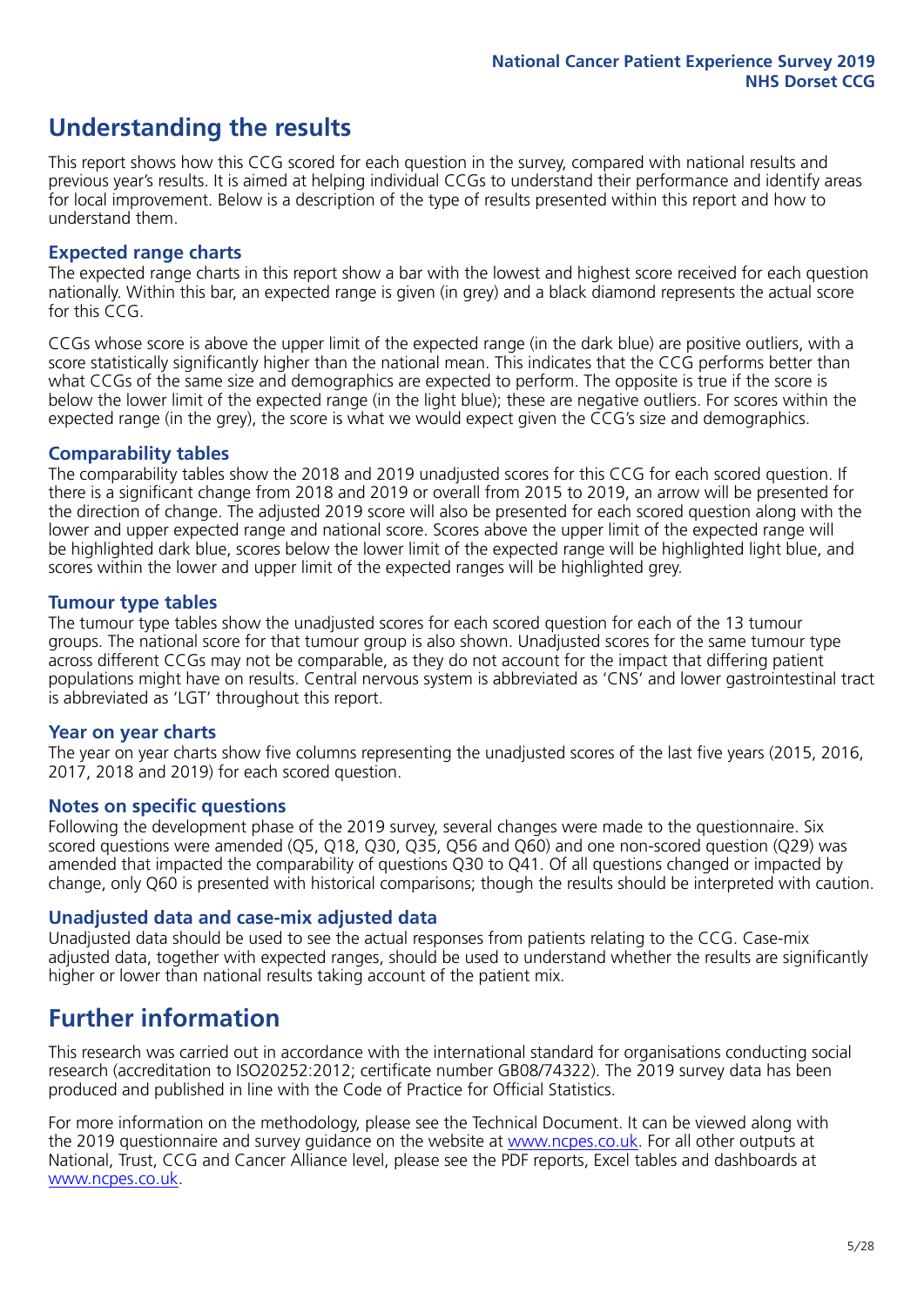# Understanding the results

This report shows how this CCG scored for each question in the survey, compared with national results and previous year's results. It is aimed at helping individual CCGs to understand their performance and identify areas for local improvement. Below is a description of the type of results presented within this report and how to understand them.

## Expected range charts

The expected range charts in this report show a bar with the lowest and highest score received for each question nationally. Within this bar, an expected range is given (in grey) and a black diamond represents the actual score for this CCG.

CCGs whose score is above the upper limit of the expected range (in the dark blue) are positive outliers, with a score statistically significantly higher than the national mean. This indicates that the CCG performs better than what CCGs of the same size and demographics are expected to perform. The opposite is true if the score is below the lower limit of the expected range (in the light blue); these are negative outliers. For scores within the expected range (in the grey), the score is what we would expect given the CCG's size and demographics.

## Comparability tables

The comparability tables show the 2018 and 2019 unadjusted scores for this CCG for each scored question. If there is a significant change from 2018 and 2019 or overall from 2015 to 2019, an arrow will be presented for the direction of change. The adjusted 2019 score will also be presented for each scored question along with the lower and upper expected range and national score. Scores above the upper limit of the expected range will be highlighted dark blue, scores below the lower limit of the expected range will be highlighted light blue, and scores within the lower and upper limit of the expected ranges will be highlighted grey.

## Tumour type tables

The tumour type tables show the unadjusted scores for each scored question for each of the 13 tumour groups. The national score for that tumour group is also shown. Unadjusted scores for the same tumour type across different CCGs may not be comparable, as they do not account for the impact that differing patient populations might have on results. Central nervous system is abbreviated as 'CNS' and lower gastrointestinal tract is abbreviated as 'LGT' throughout this report.

## Year on year charts

The year on year charts show five columns representing the unadjusted scores of the last five years (2015, 2016, 2017, 2018 and 2019) for each scored question.

## Notes on specific questions

Following the development phase of the 2019 survey, several changes were made to the questionnaire. Six scored questions were amended (Q5, Q18, Q30, Q35, Q56 and Q60) and one non-scored question (Q29) was amended that impacted the comparability of questions Q30 to Q41. Of all questions changed or impacted by change, only Q60 is presented with historical comparisons; though the results should be interpreted with caution.

## Unadjusted data and case-mix adjusted data

Unadjusted data should be used to see the actual responses from patients relating to the CCG. Case-mix adjusted data, together with expected ranges, should be used to understand whether the results are significantly higher or lower than national results taking account of the patient mix.

# Further information

This research was carried out in accordance with the international standard for organisations conducting social research (accreditation to ISO20252:2012; certificate number GB08/74322). The 2019 survey data has been produced and published in line with the Code of Practice for Official Statistics.

For more information on the methodology, please see the Technical Document. It can be viewed along with the 2019 questionnaire and survey guidance on the website at www.ncpes.co.uk. For all other outputs at National, Trust, CCG and Cancer Alliance level, please see the PDF reports, Excel tables and dashboards at www.ncpes.co.uk.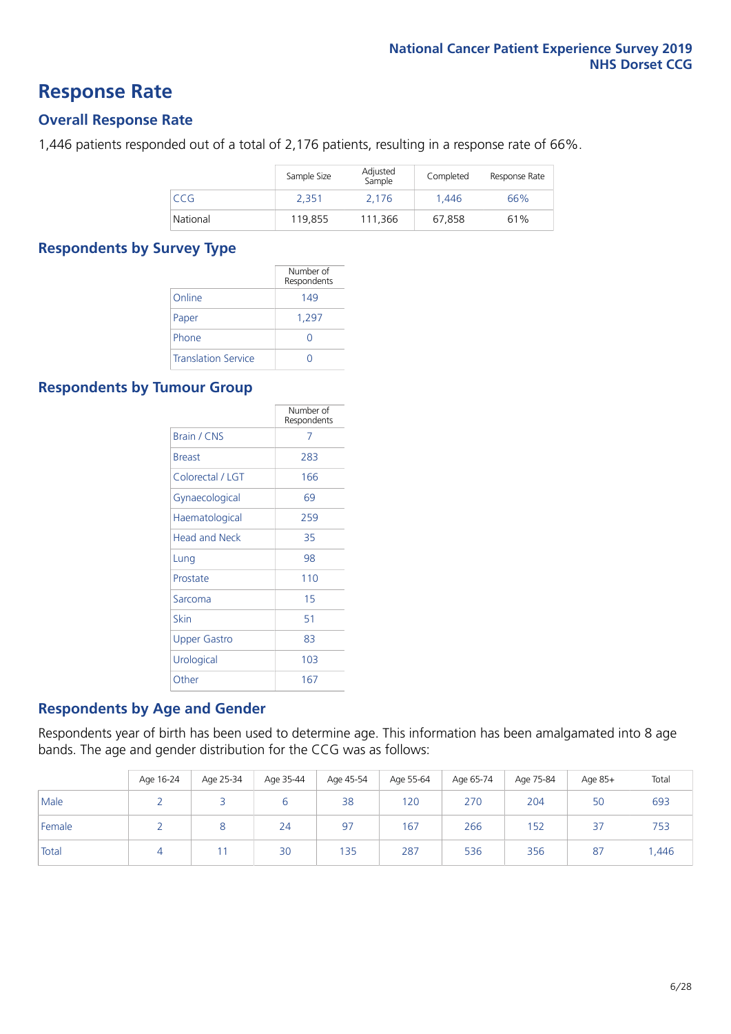# Response Rate

## Overall Response Rate

1,446 patients responded out of a total of 2,176 patients, resulting in a response rate of 66%.

| | Sample Size | Adjusted Sample | Completed | Response Rate |
|---|---|---|---|---|
| CCG | 2,351 | 2,176 | 1,446 | 66% |
| National | 119,855 | 111,366 | 67,858 | 61% |

## Respondents by Survey Type

| | Number of Respondents |
|---|---|
| Online | 149 |
| Paper | 1,297 |
| Phone | 0 |
| Translation Service | 0 |

## Respondents by Tumour Group

| | Number of Respondents |
|---|---|
| Brain / CNS | 7 |
| Breast | 283 |
| Colorectal / LGT | 166 |
| Gynaecological | 69 |
| Haematological | 259 |
| Head and Neck | 35 |
| Lung | 98 |
| Prostate | 110 |
| Sarcoma | 15 |
| Skin | 51 |
| Upper Gastro | 83 |
| Urological | 103 |
| Other | 167 |

## Respondents by Age and Gender

Respondents year of birth has been used to determine age. This information has been amalgamated into 8 age bands. The age and gender distribution for the CCG was as follows:

| | Age 16-24 | Age 25-34 | Age 35-44 | Age 45-54 | Age 55-64 | Age 65-74 | Age 75-84 | Age 85+ | Total |
|---|---|---|---|---|---|---|---|---|---|
| Male | 2 | 3 | 6 | 38 | 120 | 270 | 204 | 50 | 693 |
| Female | 2 | 8 | 24 | 97 | 167 | 266 | 152 | 37 | 753 |
| Total | 4 | 11 | 30 | 135 | 287 | 536 | 356 | 87 | 1,446 |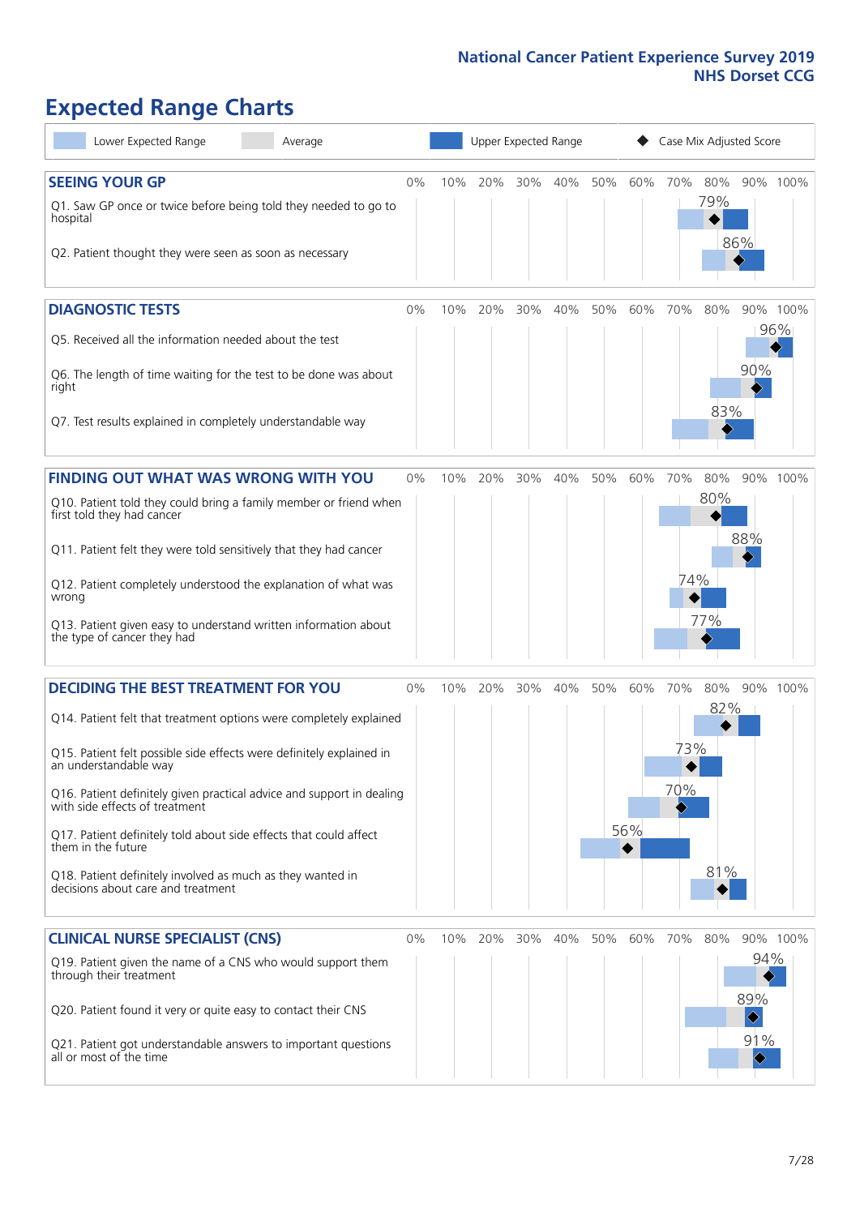# Expected Range Charts

Lower Expected Range | Average | Upper Expected Range | Case Mix Adjusted Score

## SEEING YOUR GP

| Question | Case Mix Adjusted Score |
|---|---|
| Q1. Saw GP once or twice before being told they needed to go to hospital | 79% |
| Q2. Patient thought they were seen as soon as necessary | 86% |

## DIAGNOSTIC TESTS

| Question | Case Mix Adjusted Score |
|---|---|
| Q5. Received all the information needed about the test | 96% |
| Q6. The length of time waiting for the test to be done was about right | 90% |
| Q7. Test results explained in completely understandable way | 83% |

## FINDING OUT WHAT WAS WRONG WITH YOU

| Question | Case Mix Adjusted Score |
|---|---|
| Q10. Patient told they could bring a family member or friend when first told they had cancer | 80% |
| Q11. Patient felt they were told sensitively that they had cancer | 88% |
| Q12. Patient completely understood the explanation of what was wrong | 74% |
| Q13. Patient given easy to understand written information about the type of cancer they had | 77% |

## DECIDING THE BEST TREATMENT FOR YOU

| Question | Case Mix Adjusted Score |
|---|---|
| Q14. Patient felt that treatment options were completely explained | 82% |
| Q15. Patient felt possible side effects were definitely explained in an understandable way | 73% |
| Q16. Patient definitely given practical advice and support in dealing with side effects of treatment | 70% |
| Q17. Patient definitely told about side effects that could affect them in the future | 56% |
| Q18. Patient definitely involved as much as they wanted in decisions about care and treatment | 81% |

## CLINICAL NURSE SPECIALIST (CNS)

| Question | Case Mix Adjusted Score |
|---|---|
| Q19. Patient given the name of a CNS who would support them through their treatment | 94% |
| Q20. Patient found it very or quite easy to contact their CNS | 89% |
| Q21. Patient got understandable answers to important questions all or most of the time | 91% |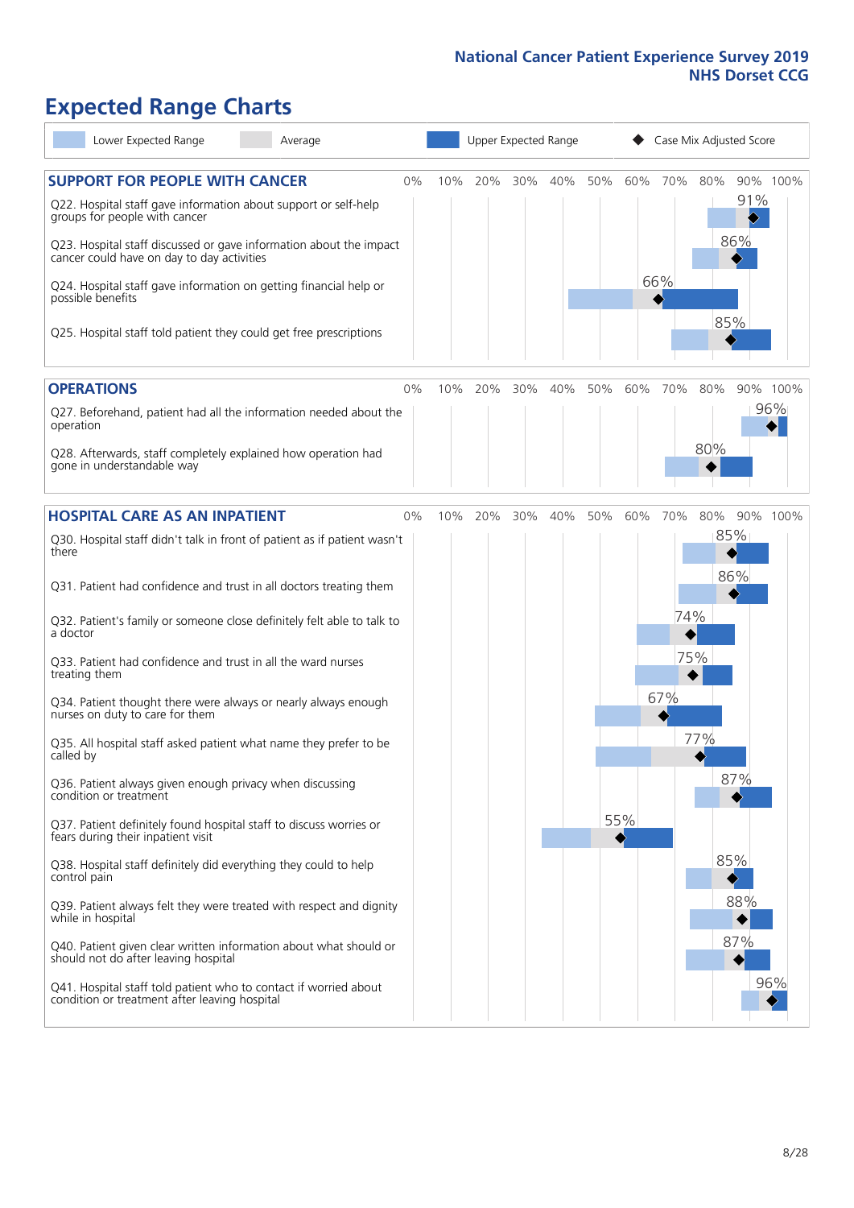# Expected Range Charts

Lower Expected Range | Average | Upper Expected Range | Case Mix Adjusted Score

## SUPPORT FOR PEOPLE WITH CANCER

| Question | Case Mix Adjusted Score |
|---|---|
| Q22. Hospital staff gave information about support or self-help groups for people with cancer | 91% |
| Q23. Hospital staff discussed or gave information about the impact cancer could have on day to day activities | 86% |
| Q24. Hospital staff gave information on getting financial help or possible benefits | 66% |
| Q25. Hospital staff told patient they could get free prescriptions | 85% |

## OPERATIONS

| Question | Case Mix Adjusted Score |
|---|---|
| Q27. Beforehand, patient had all the information needed about the operation | 96% |
| Q28. Afterwards, staff completely explained how operation had gone in understandable way | 80% |

## HOSPITAL CARE AS AN INPATIENT

| Question | Case Mix Adjusted Score |
|---|---|
| Q30. Hospital staff didn't talk in front of patient as if patient wasn't there | 85% |
| Q31. Patient had confidence and trust in all doctors treating them | 86% |
| Q32. Patient's family or someone close definitely felt able to talk to a doctor | 74% |
| Q33. Patient had confidence and trust in all the ward nurses treating them | 75% |
| Q34. Patient thought there were always or nearly always enough nurses on duty to care for them | 67% |
| Q35. All hospital staff asked patient what name they prefer to be called by | 77% |
| Q36. Patient always given enough privacy when discussing condition or treatment | 87% |
| Q37. Patient definitely found hospital staff to discuss worries or fears during their inpatient visit | 55% |
| Q38. Hospital staff definitely did everything they could to help control pain | 85% |
| Q39. Patient always felt they were treated with respect and dignity while in hospital | 88% |
| Q40. Patient given clear written information about what should or should not do after leaving hospital | 87% |
| Q41. Hospital staff told patient who to contact if worried about condition or treatment after leaving hospital | 96% |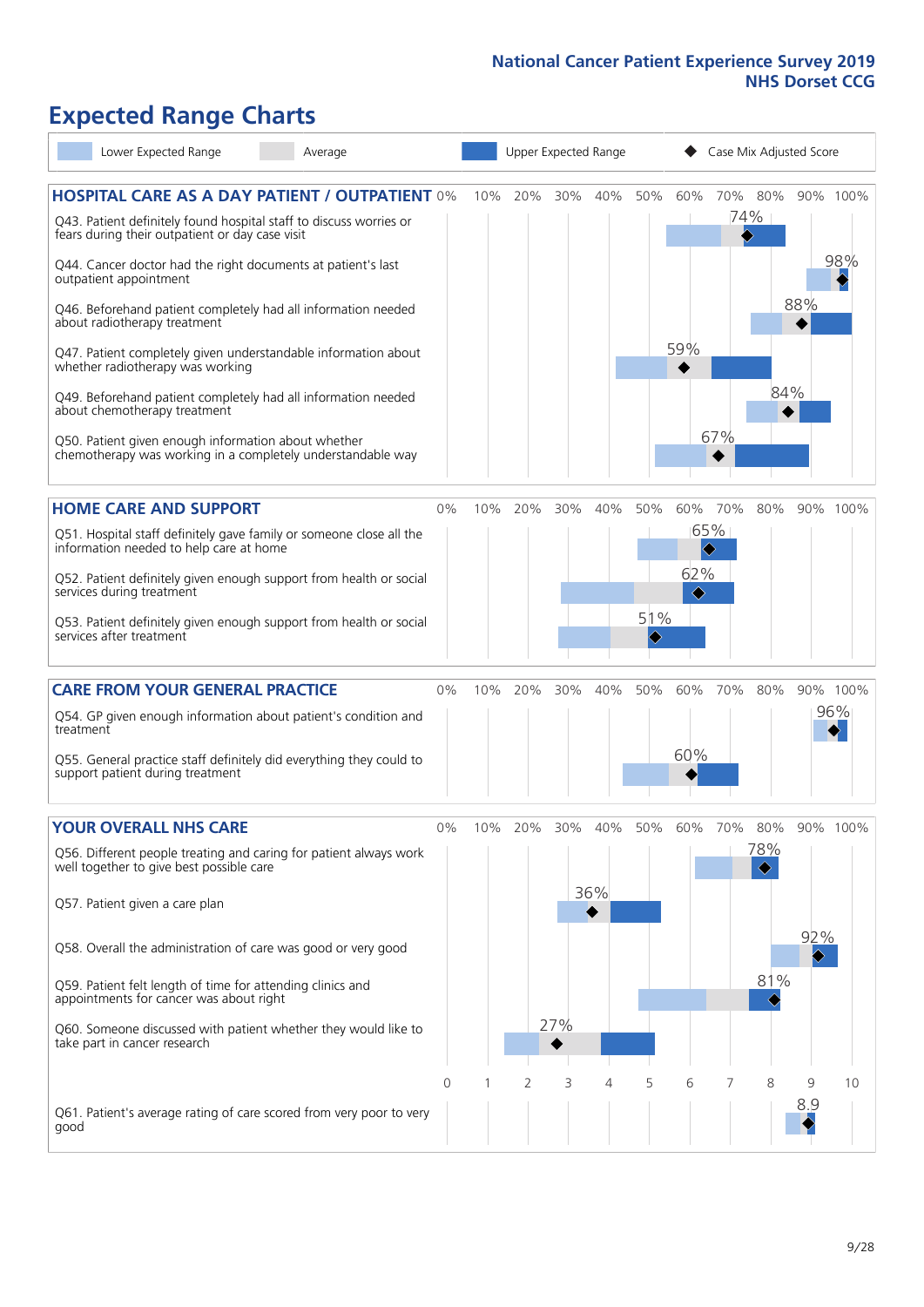## National Cancer Patient Experience Survey 2019
## NHS Dorset CCG

# Expected Range Charts

Lower Expected Range | Average | Upper Expected Range | ◆ Case Mix Adjusted Score

### HOSPITAL CARE AS A DAY PATIENT / OUTPATIENT

| Question | Case Mix Adjusted Score |
|---|---|
| Q43. Patient definitely found hospital staff to discuss worries or fears during their outpatient or day case visit | 74% |
| Q44. Cancer doctor had the right documents at patient's last outpatient appointment | 98% |
| Q46. Beforehand patient completely had all information needed about radiotherapy treatment | 88% |
| Q47. Patient completely given understandable information about whether radiotherapy treatment was working | 59% |
| Q49. Beforehand patient completely had all information needed about chemotherapy treatment | 84% |
| Q50. Patient given enough information about whether chemotherapy treatment was working in a completely understandable way | 67% |

### HOME CARE AND SUPPORT

| Question | Case Mix Adjusted Score |
|---|---|
| Q51. Hospital staff definitely gave family or someone close all the information needed to help care at home | 65% |
| Q52. Patient definitely given enough support from health or social services during treatment | 62% |
| Q53. Patient definitely given enough support from health or social services after treatment | 51% |

### CARE FROM YOUR GENERAL PRACTICE

| Question | Case Mix Adjusted Score |
|---|---|
| Q54. GP given enough information about patient's condition and treatment | 96% |
| Q55. General practice staff definitely did everything they could to support patient during treatment | 60% |

### YOUR OVERALL NHS CARE

| Question | Case Mix Adjusted Score |
|---|---|
| Q56. Different people treating and caring for patient always work well together to give best possible care | 78% |
| Q57. Patient given a care plan | 36% |
| Q58. Overall the administration of care was good or very good | 92% |
| Q59. Patient felt length of time for attending clinics and appointments for cancer was about right | 81% |
| Q60. Someone discussed with patient whether they would like to take part in cancer research | 27% |
| Q61. Patient's average rating of care scored from very poor to very good | 8.9 |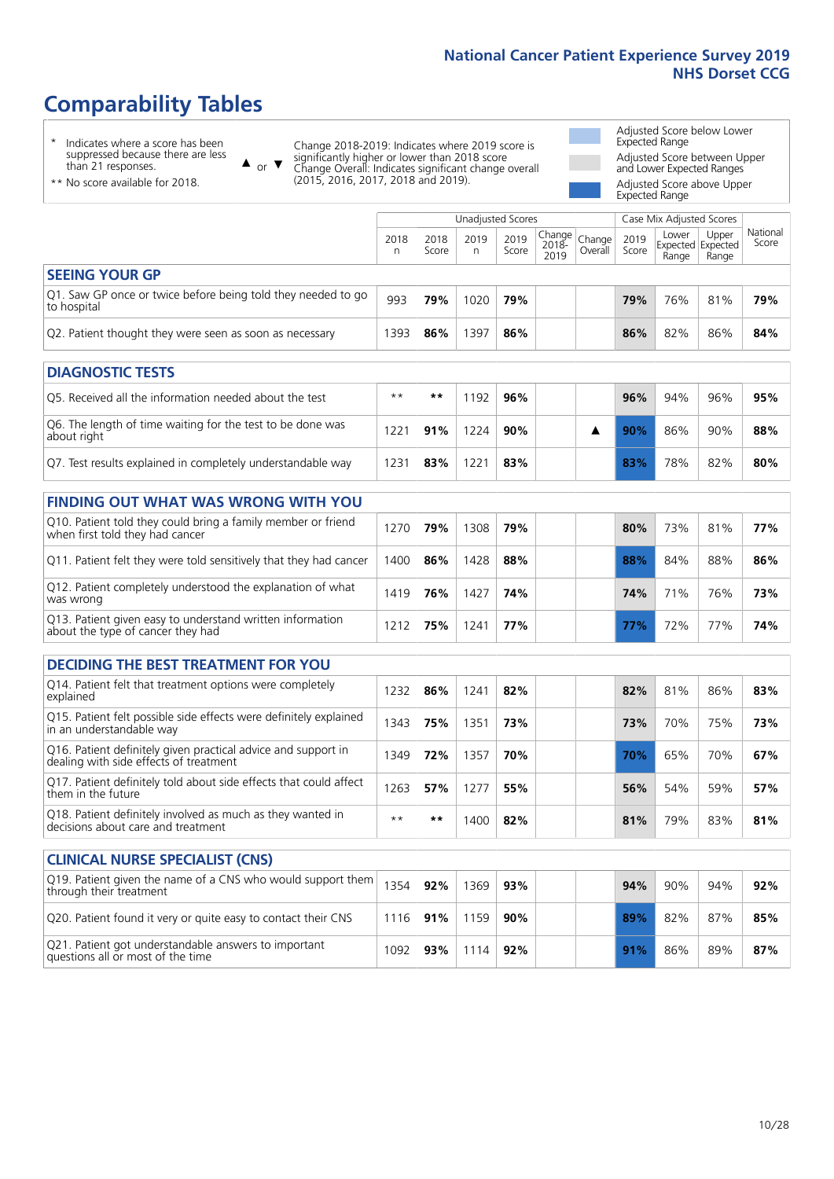# Comparability Tables

- \* Indicates where a score has been suppressed because there are less than 21 responses.
- \*\* No score available for 2018.

▲ or ▼ Change 2018-2019: Indicates where 2019 score is significantly higher or lower than 2018 score. Change Overall: Indicates significant change overall (2015, 2016, 2017, 2018 and 2019).

- Adjusted Score below Lower Expected Range
- Adjusted Score between Upper and Lower Expected Ranges
- Adjusted Score above Upper Expected Range

| | Unadjusted Scores | | | | | | Case Mix Adjusted Scores | | | |
|---|---|---|---|---|---|---|---|---|---|---|
| | 2018 n | 2018 Score | 2019 n | 2019 Score | Change 2018-2019 | Change Overall | 2019 Score | Lower Expected Range | Upper Expected Range | National Score |
| **SEEING YOUR GP** | | | | | | | | | | |
| Q1. Saw GP once or twice before being told they needed to go to hospital | 993 | **79%** | 1020 | **79%** | | | **79%** | 76% | 81% | **79%** |
| Q2. Patient thought they were seen as soon as necessary | 1393 | **86%** | 1397 | **86%** | | | **86%** | 82% | 86% | **84%** |
| **DIAGNOSTIC TESTS** | | | | | | | | | | |
| Q5. Received all the information needed about the test | ** | ** | 1192 | **96%** | | | **96%** | 94% | 96% | **95%** |
| Q6. The length of time waiting for the test to be done was about right | 1221 | **91%** | 1224 | **90%** | | ▲ | **90%** | 86% | 90% | **88%** |
| Q7. Test results explained in completely understandable way | 1231 | **83%** | 1221 | **83%** | | | **83%** | 78% | 82% | **80%** |
| **FINDING OUT WHAT WAS WRONG WITH YOU** | | | | | | | | | | |
| Q10. Patient told they could bring a family member or friend when first told they had cancer | 1270 | **79%** | 1308 | **79%** | | | **80%** | 73% | 81% | **77%** |
| Q11. Patient felt they were told sensitively that they had cancer | 1400 | **86%** | 1428 | **88%** | | | **88%** | 84% | 88% | **86%** |
| Q12. Patient completely understood the explanation of what was wrong | 1419 | **76%** | 1427 | **74%** | | | **74%** | 71% | 76% | **73%** |
| Q13. Patient given easy to understand written information about the type of cancer they had | 1212 | **75%** | 1241 | **77%** | | | **77%** | 72% | 77% | **74%** |
| **DECIDING THE BEST TREATMENT FOR YOU** | | | | | | | | | | |
| Q14. Patient felt that treatment options were completely explained | 1232 | **86%** | 1241 | **82%** | | | **82%** | 81% | 86% | **83%** |
| Q15. Patient felt possible side effects were definitely explained in an understandable way | 1343 | **75%** | 1351 | **73%** | | | **73%** | 70% | 75% | **73%** |
| Q16. Patient definitely given practical advice and support in dealing with side effects of treatment | 1349 | **72%** | 1357 | **70%** | | | **70%** | 65% | 70% | **67%** |
| Q17. Patient definitely told about side effects that could affect them in the future | 1263 | **57%** | 1277 | **55%** | | | **56%** | 54% | 59% | **57%** |
| Q18. Patient definitely involved as much as they wanted in decisions about care and treatment | ** | ** | 1400 | **82%** | | | **81%** | 79% | 83% | **81%** |
| **CLINICAL NURSE SPECIALIST (CNS)** | | | | | | | | | | |
| Q19. Patient given the name of a CNS who would support them through their treatment | 1354 | **92%** | 1369 | **93%** | | | **94%** | 90% | 94% | **92%** |
| Q20. Patient found it very or quite easy to contact their CNS | 1116 | **91%** | 1159 | **90%** | | | **89%** | 82% | 87% | **85%** |
| Q21. Patient got understandable answers to important questions all or most of the time | 1092 | **93%** | 1114 | **92%** | | | **91%** | 86% | 89% | **87%** |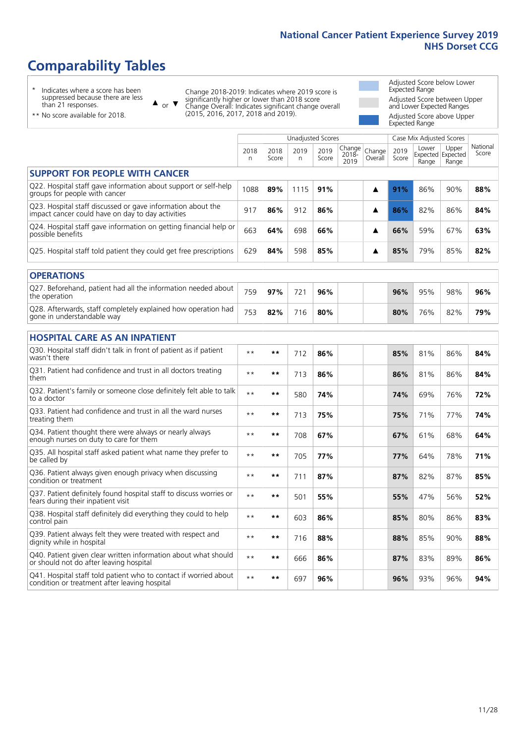# Comparability Tables

- \* Indicates where a score has been suppressed because there are less than 21 responses.
- \*\* No score available for 2018.

▲ or ▼ Change 2018-2019: Indicates where 2019 score is significantly higher or lower than 2018 score. Change Overall: Indicates significant change overall (2015, 2016, 2017, 2018 and 2019).

- Adjusted Score below Lower Expected Range
- Adjusted Score between Upper and Lower Expected Ranges
- Adjusted Score above Upper Expected Range

| | Unadjusted Scores | | | | | | Case Mix Adjusted Scores | | | |
|---|---|---|---|---|---|---|---|---|---|---|
| | 2018 n | 2018 Score | 2019 n | 2019 Score | Change 2018-2019 | Change Overall | 2019 Score | Lower Expected Range | Upper Expected Range | National Score |
| **SUPPORT FOR PEOPLE WITH CANCER** | | | | | | | | | | |
| Q22. Hospital staff gave information about support or self-help groups for people with cancer | 1088 | **89%** | 1115 | **91%** | | ▲ | **91%** | 86% | 90% | **88%** |
| Q23. Hospital staff discussed or gave information about the impact cancer could have on day to day activities | 917 | **86%** | 912 | **86%** | | ▲ | **86%** | 82% | 86% | **84%** |
| Q24. Hospital staff gave information on getting financial help or possible benefits | 663 | **64%** | 698 | **66%** | | ▲ | **66%** | 59% | 67% | **63%** |
| Q25. Hospital staff told patient they could get free prescriptions | 629 | **84%** | 598 | **85%** | | ▲ | **85%** | 79% | 85% | **82%** |
| **OPERATIONS** | | | | | | | | | | |
| Q27. Beforehand, patient had all the information needed about the operation | 759 | **97%** | 721 | **96%** | | | **96%** | 95% | 98% | **96%** |
| Q28. Afterwards, staff completely explained how operation had gone in understandable way | 753 | **82%** | 716 | **80%** | | | **80%** | 76% | 82% | **79%** |
| **HOSPITAL CARE AS AN INPATIENT** | | | | | | | | | | |
| Q30. Hospital staff didn't talk in front of patient as if patient wasn't there | ** | ** | 712 | **86%** | | | **85%** | 81% | 86% | **84%** |
| Q31. Patient had confidence and trust in all doctors treating them | ** | ** | 713 | **86%** | | | **86%** | 81% | 86% | **84%** |
| Q32. Patient's family or someone close definitely felt able to talk to a doctor | ** | ** | 580 | **74%** | | | **74%** | 69% | 76% | **72%** |
| Q33. Patient had confidence and trust in all the ward nurses treating them | ** | ** | 713 | **75%** | | | **75%** | 71% | 77% | **74%** |
| Q34. Patient thought there were always or nearly always enough nurses on duty to care for them | ** | ** | 708 | **67%** | | | **67%** | 61% | 68% | **64%** |
| Q35. All hospital staff asked patient what name they prefer to be called by | ** | ** | 705 | **77%** | | | **77%** | 64% | 78% | **71%** |
| Q36. Patient always given enough privacy when discussing condition or treatment | ** | ** | 711 | **87%** | | | **87%** | 82% | 87% | **85%** |
| Q37. Patient definitely found hospital staff to discuss worries or fears during their inpatient visit | ** | ** | 501 | **55%** | | | **55%** | 47% | 56% | **52%** |
| Q38. Hospital staff definitely did everything they could to help control pain | ** | ** | 603 | **86%** | | | **85%** | 80% | 86% | **83%** |
| Q39. Patient always felt they were treated with respect and dignity while in hospital | ** | ** | 716 | **88%** | | | **88%** | 85% | 90% | **88%** |
| Q40. Patient given clear written information about what should or should not do after leaving hospital | ** | ** | 666 | **86%** | | | **87%** | 83% | 89% | **86%** |
| Q41. Hospital staff told patient who to contact if worried about condition or treatment after leaving hospital | ** | ** | 697 | **96%** | | | **96%** | 93% | 96% | **94%** |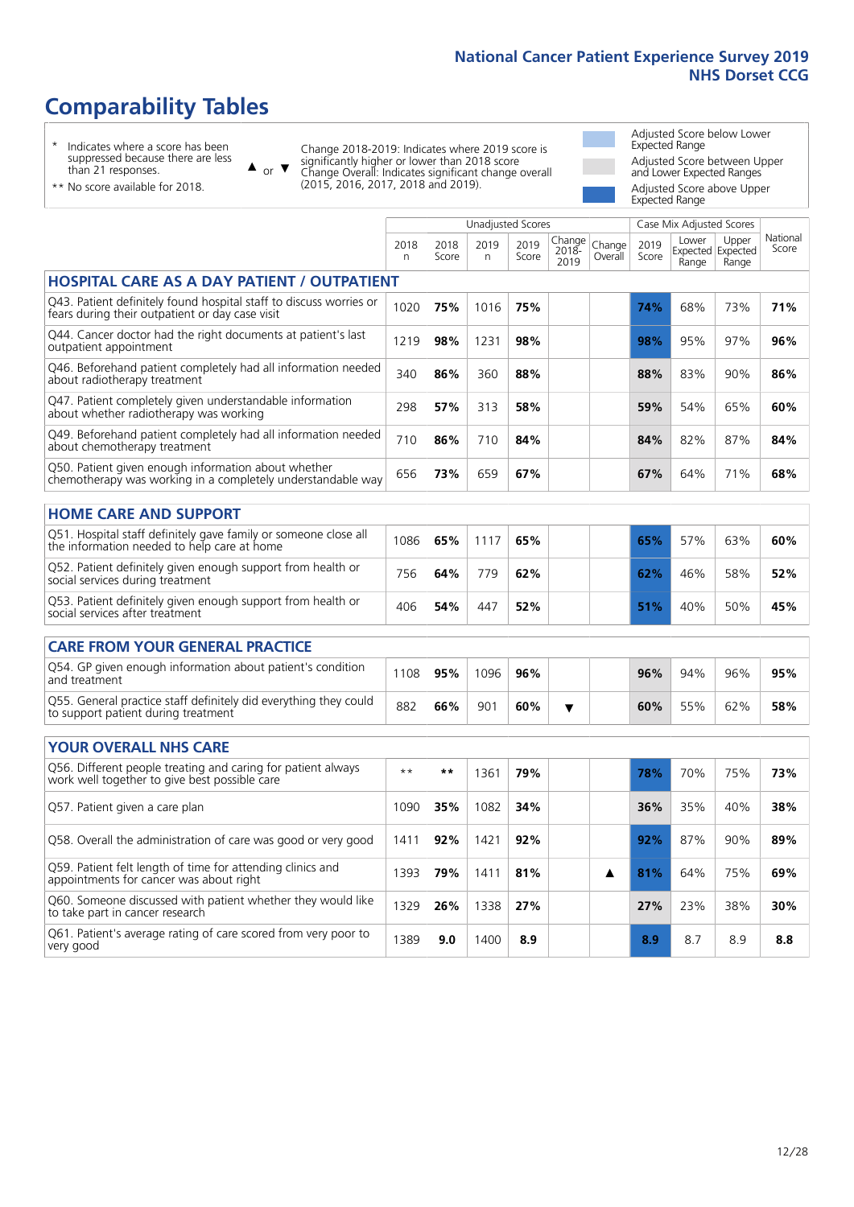# Comparability Tables

\* Indicates where a score has been suppressed because there are less than 21 responses.

\*\* No score available for 2018.

▲ or ▼ Change 2018-2019: Indicates where 2019 score is significantly higher or lower than 2018 score. Change Overall: Indicates significant change overall (2015, 2016, 2017, 2018 and 2019).

Adjusted Score below Lower Expected Range

Adjusted Score between Upper and Lower Expected Ranges

Adjusted Score above Upper Expected Range

| | Unadjusted Scores | | | | | | Case Mix Adjusted Scores | | | |
|---|---|---|---|---|---|---|---|---|---|---|
| | 2018 n | 2018 Score | 2019 n | 2019 Score | Change 2018-2019 | Change Overall | 2019 Score | Lower Expected Range | Upper Expected Range | National Score |
| **HOSPITAL CARE AS A DAY PATIENT / OUTPATIENT** | | | | | | | | | | |
| Q43. Patient definitely found hospital staff to discuss worries or fears during their outpatient or day case visit | 1020 | 75% | 1016 | 75% | | | 74% | 68% | 73% | 71% |
| Q44. Cancer doctor had the right documents at patient's last outpatient appointment | 1219 | 98% | 1231 | 98% | | | 98% | 95% | 97% | 96% |
| Q46. Beforehand patient completely had all information needed about radiotherapy treatment | 340 | 86% | 360 | 88% | | | 88% | 83% | 90% | 86% |
| Q47. Patient completely given understandable information about whether radiotherapy was working | 298 | 57% | 313 | 58% | | | 59% | 54% | 65% | 60% |
| Q49. Beforehand patient completely had all information needed about chemotherapy treatment | 710 | 86% | 710 | 84% | | | 84% | 82% | 87% | 84% |
| Q50. Patient given enough information about whether chemotherapy was working in a completely understandable way | 656 | 73% | 659 | 67% | | | 67% | 64% | 71% | 68% |
| **HOME CARE AND SUPPORT** | | | | | | | | | | |
| Q51. Hospital staff definitely gave family or someone close all the information needed to help care at home | 1086 | 65% | 1117 | 65% | | | 65% | 57% | 63% | 60% |
| Q52. Patient definitely given enough support from health or social services during treatment | 756 | 64% | 779 | 62% | | | 62% | 46% | 58% | 52% |
| Q53. Patient definitely given enough support from health or social services after treatment | 406 | 54% | 447 | 52% | | | 51% | 40% | 50% | 45% |
| **CARE FROM YOUR GENERAL PRACTICE** | | | | | | | | | | |
| Q54. GP given enough information about patient's condition and treatment | 1108 | 95% | 1096 | 96% | | | 96% | 94% | 96% | 95% |
| Q55. General practice staff definitely did everything they could to support patient during treatment | 882 | 66% | 901 | 60% | ▼ | | 60% | 55% | 62% | 58% |
| **YOUR OVERALL NHS CARE** | | | | | | | | | | |
| Q56. Different people treating and caring for patient always work well together to give best possible care | ** | ** | 1361 | 79% | | | 78% | 70% | 75% | 73% |
| Q57. Patient given a care plan | 1090 | 35% | 1082 | 34% | | | 36% | 35% | 40% | 38% |
| Q58. Overall the administration of care was good or very good | 1411 | 92% | 1421 | 92% | | | 92% | 87% | 90% | 89% |
| Q59. Patient felt length of time for attending clinics and appointments for cancer was about right | 1393 | 79% | 1411 | 81% | | ▲ | 81% | 64% | 75% | 69% |
| Q60. Someone discussed with patient whether they would like to take part in cancer research | 1329 | 26% | 1338 | 27% | | | 27% | 23% | 38% | 30% |
| Q61. Patient's average rating of care scored from very poor to very good | 1389 | 9.0 | 1400 | 8.9 | | | 8.9 | 8.7 | 8.9 | 8.8 |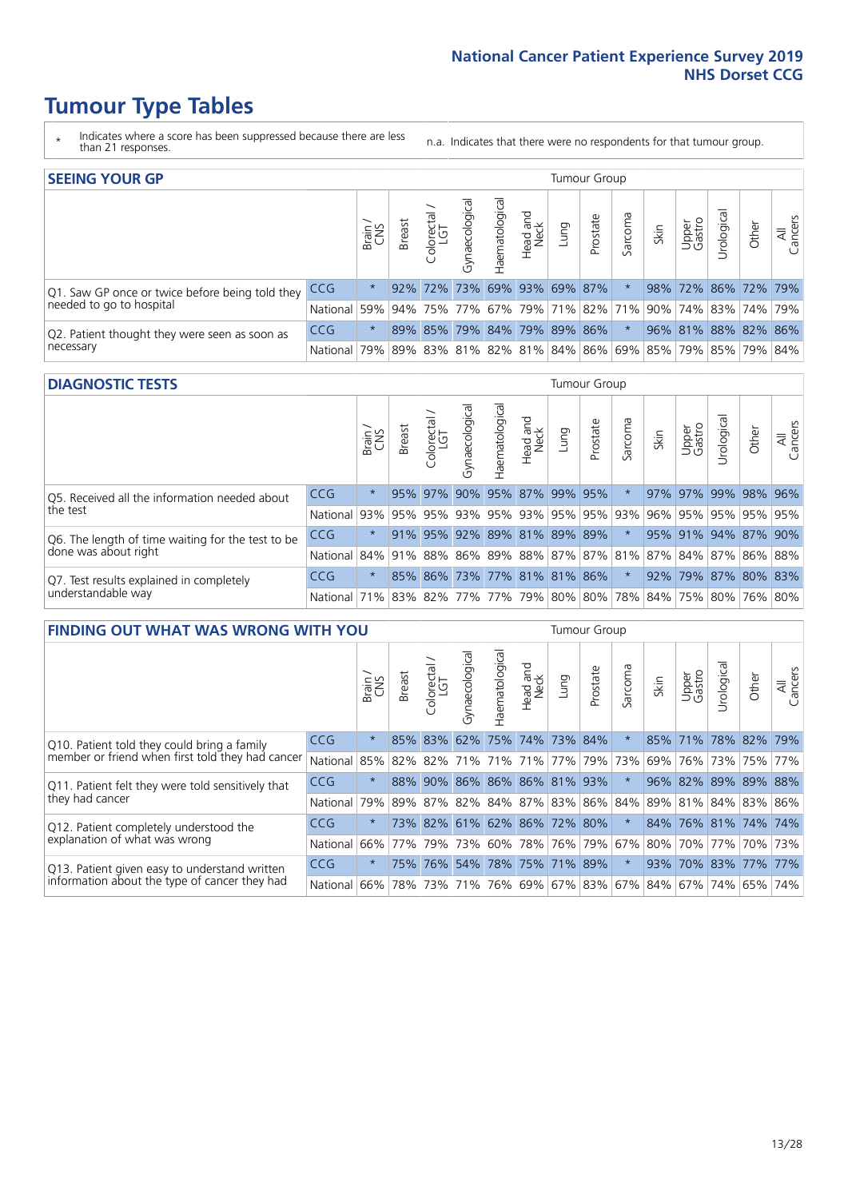# Tumour Type Tables

\* Indicates where a score has been suppressed because there are less than 21 responses.

n.a. Indicates that there were no respondents for that tumour group.

## SEEING YOUR GP

| | | Brain / CNS | Breast | Colorectal / LGT | Gynaecological | Haematological | Head and Neck | Lung | Prostate | Sarcoma | Skin | Upper Gastro | Urological | Other | All Cancers |
|---|---|---|---|---|---|---|---|---|---|---|---|---|---|---|---|
| Q1. Saw GP once or twice before being told they needed to go to hospital | CCG | * | 92% | 72% | 73% | 69% | 93% | 69% | 87% | * | 98% | 72% | 86% | 72% | 79% |
| | National | 59% | 94% | 75% | 77% | 67% | 79% | 71% | 82% | 71% | 90% | 74% | 83% | 74% | 79% |
| Q2. Patient thought they were seen as soon as necessary | CCG | * | 89% | 85% | 79% | 84% | 79% | 89% | 86% | * | 96% | 81% | 88% | 82% | 86% |
| | National | 79% | 89% | 83% | 81% | 82% | 81% | 84% | 86% | 69% | 85% | 79% | 85% | 79% | 84% |

## DIAGNOSTIC TESTS

| | | Brain / CNS | Breast | Colorectal / LGT | Gynaecological | Haematological | Head and Neck | Lung | Prostate | Sarcoma | Skin | Upper Gastro | Urological | Other | All Cancers |
|---|---|---|---|---|---|---|---|---|---|---|---|---|---|---|---|
| Q5. Received all the information needed about the test | CCG | * | 95% | 97% | 90% | 95% | 87% | 99% | 95% | * | 97% | 97% | 99% | 98% | 96% |
| | National | 93% | 95% | 95% | 93% | 95% | 93% | 95% | 95% | 93% | 96% | 95% | 95% | 95% | 95% |
| Q6. The length of time waiting for the test to be done was about right | CCG | * | 91% | 95% | 92% | 89% | 81% | 89% | 89% | * | 95% | 91% | 94% | 87% | 90% |
| | National | 84% | 91% | 88% | 86% | 89% | 88% | 87% | 87% | 81% | 87% | 84% | 87% | 86% | 88% |
| Q7. Test results explained in completely understandable way | CCG | * | 85% | 86% | 73% | 77% | 81% | 81% | 86% | * | 92% | 79% | 87% | 80% | 83% |
| | National | 71% | 83% | 82% | 77% | 77% | 79% | 80% | 80% | 78% | 84% | 75% | 80% | 76% | 80% |

## FINDING OUT WHAT WAS WRONG WITH YOU

| | | Brain / CNS | Breast | Colorectal / LGT | Gynaecological | Haematological | Head and Neck | Lung | Prostate | Sarcoma | Skin | Upper Gastro | Urological | Other | All Cancers |
|---|---|---|---|---|---|---|---|---|---|---|---|---|---|---|---|
| Q10. Patient told they could bring a family member or friend when first told they had cancer | CCG | * | 85% | 83% | 62% | 75% | 74% | 73% | 84% | * | 85% | 71% | 78% | 82% | 79% |
| | National | 85% | 82% | 82% | 71% | 71% | 71% | 77% | 79% | 73% | 69% | 76% | 73% | 75% | 77% |
| Q11. Patient felt they were told sensitively that they had cancer | CCG | * | 88% | 90% | 86% | 86% | 86% | 81% | 93% | * | 96% | 82% | 89% | 89% | 88% |
| | National | 79% | 89% | 87% | 82% | 84% | 87% | 83% | 86% | 84% | 89% | 81% | 84% | 83% | 86% |
| Q12. Patient completely understood the explanation of what was wrong | CCG | * | 73% | 82% | 61% | 62% | 86% | 72% | 80% | * | 84% | 76% | 81% | 74% | 74% |
| | National | 66% | 77% | 79% | 73% | 60% | 78% | 76% | 79% | 67% | 80% | 70% | 77% | 70% | 73% |
| Q13. Patient given easy to understand written information about the type of cancer they had | CCG | * | 75% | 76% | 54% | 78% | 75% | 71% | 89% | * | 93% | 70% | 83% | 77% | 77% |
| | National | 66% | 78% | 73% | 71% | 76% | 69% | 67% | 83% | 67% | 84% | 67% | 74% | 65% | 74% |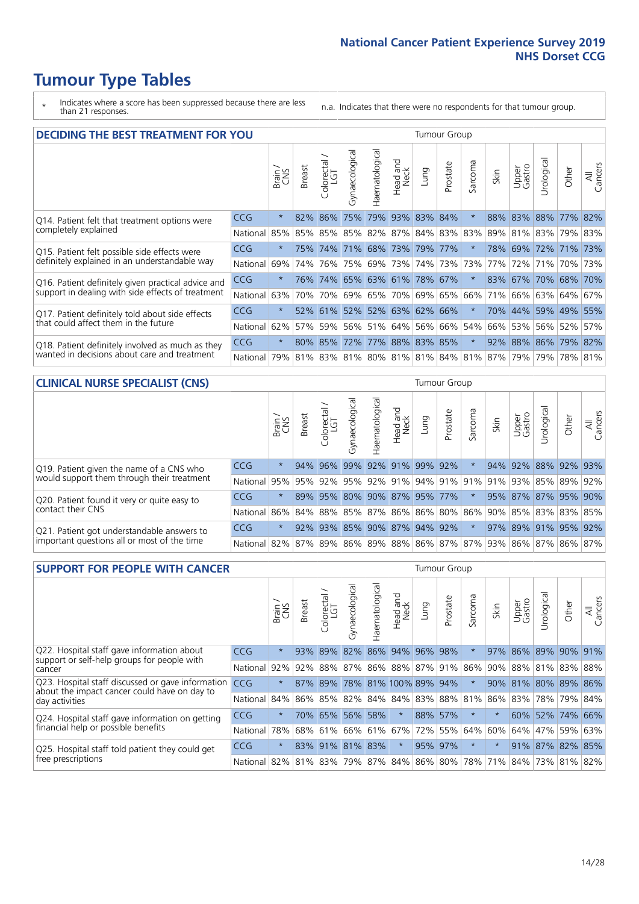# Tumour Type Tables

\* Indicates where a score has been suppressed because there are less than 21 responses.

n.a. Indicates that there were no respondents for that tumour group.

## DECIDING THE BEST TREATMENT FOR YOU

| | | Brain / CNS | Breast | Colorectal / LGT | Gynaecological | Haematological | Head and Neck | Lung | Prostate | Sarcoma | Skin | Upper Gastro | Urological | Other | All Cancers |
|---|---|---|---|---|---|---|---|---|---|---|---|---|---|---|---|
| Q14. Patient felt that treatment options were completely explained | CCG | * | 82% | 86% | 75% | 79% | 93% | 83% | 84% | * | 88% | 83% | 88% | 77% | 82% |
| | National | 85% | 85% | 85% | 85% | 82% | 87% | 84% | 83% | 83% | 89% | 81% | 83% | 79% | 83% |
| Q15. Patient felt possible side effects were definitely explained in an understandable way | CCG | * | 75% | 74% | 71% | 68% | 73% | 79% | 77% | * | 78% | 69% | 72% | 71% | 73% |
| | National | 69% | 74% | 76% | 75% | 69% | 73% | 74% | 73% | 73% | 77% | 72% | 71% | 70% | 73% |
| Q16. Patient definitely given practical advice and support in dealing with side effects of treatment | CCG | * | 76% | 74% | 65% | 63% | 61% | 78% | 67% | * | 83% | 67% | 70% | 68% | 70% |
| | National | 63% | 70% | 70% | 69% | 65% | 70% | 69% | 65% | 66% | 71% | 66% | 63% | 64% | 67% |
| Q17. Patient definitely told about side effects that could affect them in the future | CCG | * | 52% | 61% | 52% | 52% | 63% | 62% | 66% | * | 70% | 44% | 59% | 49% | 55% |
| | National | 62% | 57% | 59% | 56% | 51% | 64% | 56% | 66% | 54% | 66% | 53% | 56% | 52% | 57% |
| Q18. Patient definitely involved as much as they wanted in decisions about care and treatment | CCG | * | 80% | 85% | 72% | 77% | 88% | 83% | 85% | * | 92% | 88% | 86% | 79% | 82% |
| | National | 79% | 81% | 83% | 81% | 80% | 81% | 81% | 84% | 81% | 87% | 79% | 79% | 78% | 81% |

## CLINICAL NURSE SPECIALIST (CNS)

| | | Brain / CNS | Breast | Colorectal / LGT | Gynaecological | Haematological | Head and Neck | Lung | Prostate | Sarcoma | Skin | Upper Gastro | Urological | Other | All Cancers |
|---|---|---|---|---|---|---|---|---|---|---|---|---|---|---|---|
| Q19. Patient given the name of a CNS who would support them through their treatment | CCG | * | 94% | 96% | 99% | 92% | 91% | 99% | 92% | * | 94% | 92% | 88% | 92% | 93% |
| | National | 95% | 95% | 92% | 95% | 92% | 91% | 94% | 91% | 91% | 91% | 93% | 85% | 89% | 92% |
| Q20. Patient found it very or quite easy to contact their CNS | CCG | * | 89% | 95% | 80% | 90% | 87% | 95% | 77% | * | 95% | 87% | 87% | 95% | 90% |
| | National | 86% | 84% | 88% | 85% | 87% | 86% | 86% | 80% | 86% | 90% | 85% | 83% | 83% | 85% |
| Q21. Patient got understandable answers to important questions all or most of the time | CCG | * | 92% | 93% | 85% | 90% | 87% | 94% | 92% | * | 97% | 89% | 91% | 95% | 92% |
| | National | 82% | 87% | 89% | 86% | 89% | 88% | 86% | 87% | 87% | 93% | 86% | 87% | 86% | 87% |

## SUPPORT FOR PEOPLE WITH CANCER

| | | Brain / CNS | Breast | Colorectal / LGT | Gynaecological | Haematological | Head and Neck | Lung | Prostate | Sarcoma | Skin | Upper Gastro | Urological | Other | All Cancers |
|---|---|---|---|---|---|---|---|---|---|---|---|---|---|---|---|
| Q22. Hospital staff gave information about support or self-help groups for people with cancer | CCG | * | 93% | 89% | 82% | 86% | 94% | 96% | 98% | * | 97% | 86% | 89% | 90% | 91% |
| | National | 92% | 92% | 88% | 87% | 86% | 88% | 87% | 91% | 86% | 90% | 88% | 81% | 83% | 88% |
| Q23. Hospital staff discussed or gave information about the impact cancer could have on day to day activities | CCG | * | 87% | 89% | 78% | 81% | 100% | 89% | 94% | * | 90% | 81% | 80% | 89% | 86% |
| | National | 84% | 86% | 85% | 82% | 84% | 84% | 83% | 88% | 81% | 86% | 83% | 78% | 79% | 84% |
| Q24. Hospital staff gave information on getting financial help or possible benefits | CCG | * | 70% | 65% | 56% | 58% | * | 88% | 57% | * | * | 60% | 52% | 74% | 66% |
| | National | 78% | 68% | 61% | 66% | 61% | 67% | 72% | 55% | 64% | 60% | 64% | 47% | 59% | 63% |
| Q25. Hospital staff told patient they could get free prescriptions | CCG | * | 83% | 91% | 81% | 83% | * | 95% | 97% | * | * | 91% | 87% | 82% | 85% |
| | National | 82% | 81% | 83% | 79% | 87% | 84% | 86% | 80% | 78% | 71% | 84% | 73% | 81% | 82% |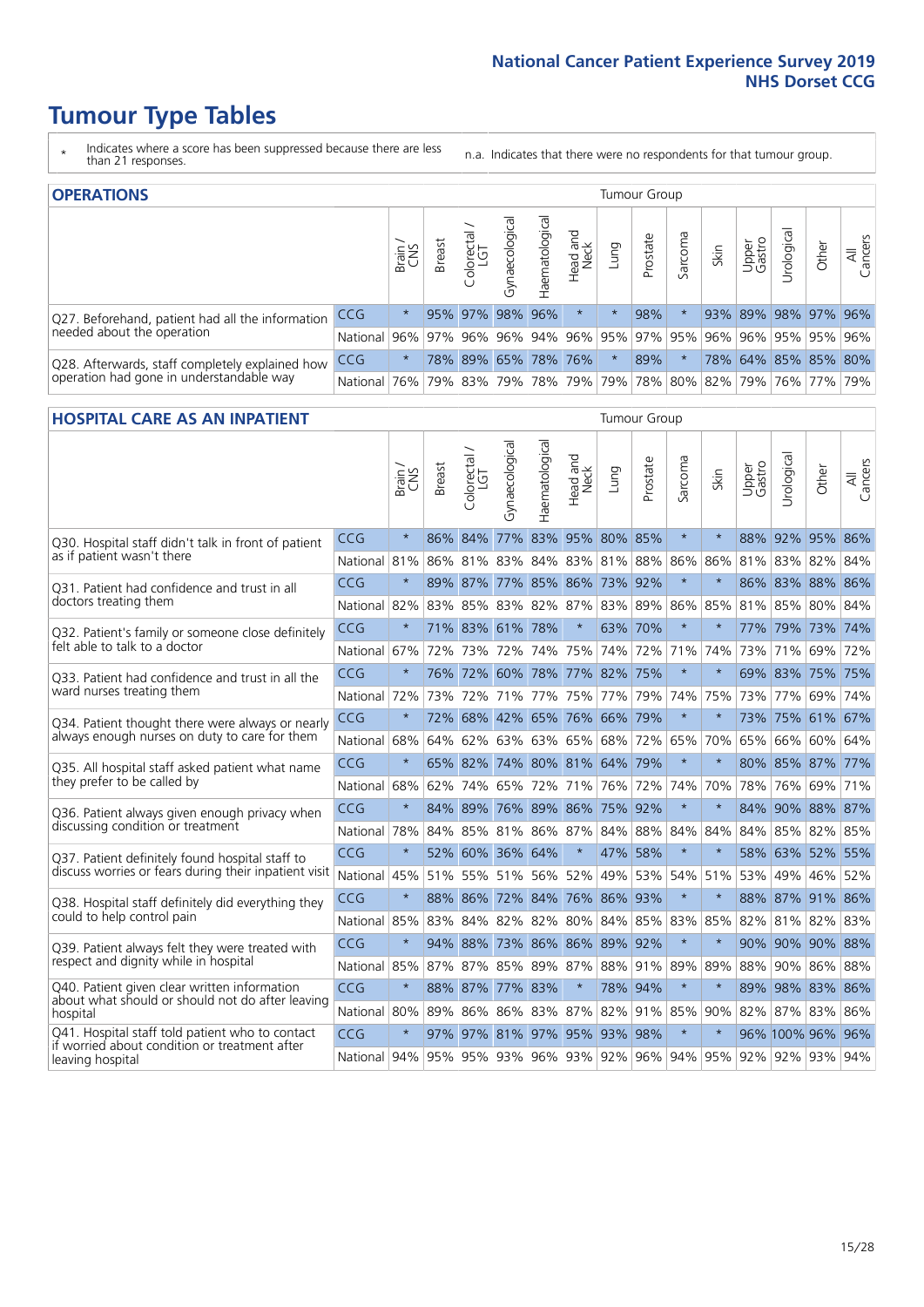# Tumour Type Tables

\* Indicates where a score has been suppressed because there are less than 21 responses.

n.a. Indicates that there were no respondents for that tumour group.

## OPERATIONS

| | | Brain / CNS | Breast | Colorectal / LGT | Gynaecological | Haematological | Head and Neck | Lung | Prostate | Sarcoma | Skin | Upper Gastro | Urological | Other | All Cancers |
|---|---|---|---|---|---|---|---|---|---|---|---|---|---|---|---|
| Q27. Beforehand, patient had all the information needed about the operation | CCG | * | 95% | 97% | 98% | 96% | * | * | 98% | * | 93% | 89% | 98% | 97% | 96% |
| | National | 96% | 97% | 96% | 96% | 94% | 96% | 95% | 97% | 95% | 96% | 96% | 95% | 95% | 96% |
| Q28. Afterwards, staff completely explained how operation had gone in understandable way | CCG | * | 78% | 89% | 65% | 78% | 76% | * | 89% | * | 78% | 64% | 85% | 85% | 80% |
| | National | 76% | 79% | 83% | 79% | 78% | 79% | 79% | 78% | 80% | 82% | 79% | 76% | 77% | 79% |

## HOSPITAL CARE AS AN INPATIENT

| | | Brain / CNS | Breast | Colorectal / LGT | Gynaecological | Haematological | Head and Neck | Lung | Prostate | Sarcoma | Skin | Upper Gastro | Urological | Other | All Cancers |
|---|---|---|---|---|---|---|---|---|---|---|---|---|---|---|---|
| Q30. Hospital staff didn't talk in front of patient as if patient wasn't there | CCG | * | 86% | 84% | 77% | 83% | 95% | 80% | 85% | * | * | 88% | 92% | 95% | 86% |
| | National | 81% | 86% | 81% | 83% | 84% | 83% | 81% | 88% | 86% | 86% | 81% | 83% | 82% | 84% |
| Q31. Patient had confidence and trust in all doctors treating them | CCG | * | 89% | 87% | 77% | 85% | 86% | 73% | 92% | * | * | 86% | 83% | 88% | 86% |
| | National | 82% | 83% | 85% | 83% | 82% | 87% | 83% | 89% | 86% | 85% | 81% | 85% | 80% | 84% |
| Q32. Patient's family or someone close definitely felt able to talk to a doctor | CCG | * | 71% | 83% | 61% | 78% | * | 63% | 70% | * | * | 77% | 79% | 73% | 74% |
| | National | 67% | 72% | 73% | 72% | 74% | 75% | 74% | 72% | 71% | 74% | 73% | 71% | 69% | 72% |
| Q33. Patient had confidence and trust in all the ward nurses treating them | CCG | * | 76% | 72% | 60% | 78% | 77% | 82% | 75% | * | * | 69% | 83% | 75% | 75% |
| | National | 72% | 73% | 72% | 71% | 77% | 75% | 77% | 79% | 74% | 75% | 73% | 77% | 69% | 74% |
| Q34. Patient thought there were always or nearly always enough nurses on duty to care for them | CCG | * | 72% | 68% | 42% | 65% | 76% | 66% | 79% | * | * | 73% | 75% | 61% | 67% |
| | National | 68% | 64% | 62% | 63% | 63% | 65% | 68% | 72% | 65% | 70% | 65% | 66% | 60% | 64% |
| Q35. All hospital staff asked patient what name they prefer to be called by | CCG | * | 65% | 82% | 74% | 80% | 81% | 64% | 79% | * | * | 80% | 85% | 87% | 77% |
| | National | 68% | 62% | 74% | 65% | 72% | 71% | 76% | 72% | 74% | 70% | 78% | 76% | 69% | 71% |
| Q36. Patient always given enough privacy when discussing condition or treatment | CCG | * | 84% | 89% | 76% | 89% | 86% | 75% | 92% | * | * | 84% | 90% | 88% | 87% |
| | National | 78% | 84% | 85% | 81% | 86% | 87% | 84% | 88% | 84% | 84% | 84% | 85% | 82% | 85% |
| Q37. Patient definitely found hospital staff to discuss worries or fears during their inpatient visit | CCG | * | 52% | 60% | 36% | 64% | * | 47% | 58% | * | * | 58% | 63% | 52% | 55% |
| | National | 45% | 51% | 55% | 51% | 56% | 52% | 49% | 53% | 54% | 51% | 53% | 49% | 46% | 52% |
| Q38. Hospital staff definitely did everything they could to help control pain | CCG | * | 88% | 86% | 72% | 84% | 76% | 86% | 93% | * | * | 88% | 87% | 91% | 86% |
| | National | 85% | 83% | 84% | 82% | 82% | 80% | 84% | 85% | 83% | 85% | 82% | 81% | 82% | 83% |
| Q39. Patient always felt they were treated with respect and dignity while in hospital | CCG | * | 94% | 88% | 73% | 86% | 86% | 89% | 92% | * | * | 90% | 90% | 90% | 88% |
| | National | 85% | 87% | 87% | 85% | 89% | 87% | 88% | 91% | 89% | 89% | 88% | 90% | 86% | 88% |
| Q40. Patient given clear written information about what should or should not do after leaving hospital | CCG | * | 88% | 87% | 77% | 83% | * | 78% | 94% | * | * | 89% | 98% | 83% | 86% |
| | National | 80% | 89% | 86% | 86% | 83% | 87% | 82% | 91% | 85% | 90% | 82% | 87% | 83% | 86% |
| Q41. Hospital staff told patient who to contact if worried about condition or treatment after leaving hospital | CCG | * | 97% | 97% | 81% | 97% | 95% | 93% | 98% | * | * | 96% | 100% | 96% | 96% |
| | National | 94% | 95% | 95% | 93% | 96% | 93% | 92% | 96% | 94% | 95% | 92% | 92% | 93% | 94% |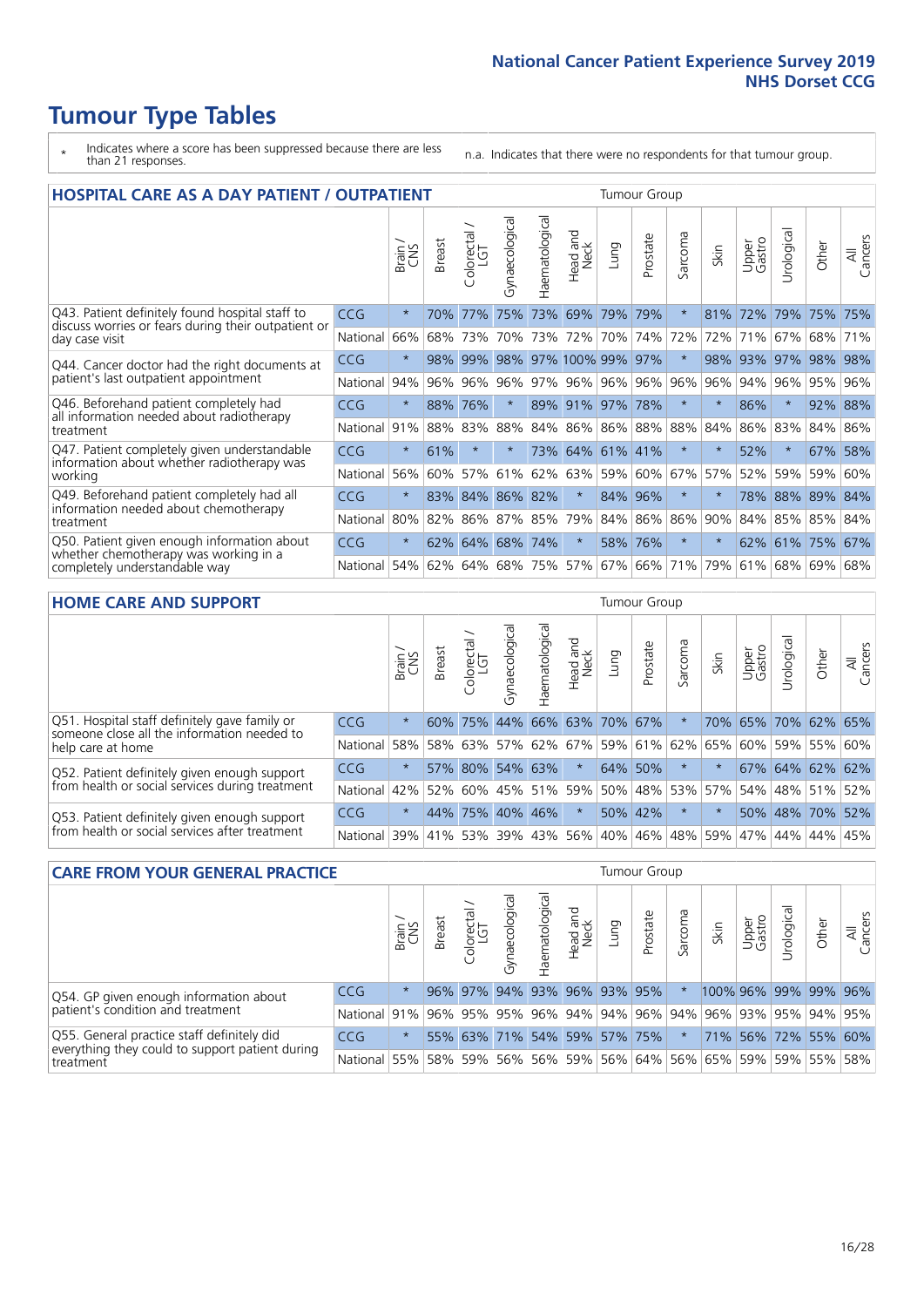# Tumour Type Tables

\* Indicates where a score has been suppressed because there are less than 21 responses.

n.a. Indicates that there were no respondents for that tumour group.

## HOSPITAL CARE AS A DAY PATIENT / OUTPATIENT

| | | Brain / CNS | Breast | Colorectal / LGT | Gynaecological | Haematological | Head and Neck | Lung | Prostate | Sarcoma | Skin | Upper Gastro | Urological | Other | All Cancers |
|---|---|---|---|---|---|---|---|---|---|---|---|---|---|---|---|
| Q43. Patient definitely found hospital staff to discuss worries or fears during their outpatient or day case visit | CCG | * | 70% | 77% | 75% | 73% | 69% | 79% | 79% | * | 81% | 72% | 79% | 75% | 75% |
| | National | 66% | 68% | 73% | 70% | 73% | 72% | 70% | 74% | 72% | 72% | 71% | 67% | 68% | 71% |
| Q44. Cancer doctor had the right documents at patient's last outpatient appointment | CCG | * | 98% | 99% | 98% | 97% | 100% | 99% | 97% | * | 98% | 93% | 97% | 98% | 98% |
| | National | 94% | 96% | 96% | 96% | 97% | 96% | 96% | 96% | 96% | 96% | 94% | 96% | 95% | 96% |
| Q46. Beforehand patient completely had all information needed about radiotherapy treatment | CCG | * | 88% | 76% | * | 89% | 91% | 97% | 78% | * | * | 86% | * | 92% | 88% |
| | National | 91% | 88% | 83% | 88% | 84% | 86% | 86% | 88% | 88% | 84% | 86% | 83% | 84% | 86% |
| Q47. Patient completely given understandable information about whether radiotherapy was working | CCG | * | 61% | * | * | 73% | 64% | 61% | 41% | * | * | 52% | * | 67% | 58% |
| | National | 56% | 60% | 57% | 61% | 62% | 63% | 59% | 60% | 67% | 57% | 52% | 59% | 59% | 60% |
| Q49. Beforehand patient completely had all information needed about chemotherapy treatment | CCG | * | 83% | 84% | 86% | 82% | * | 84% | 96% | * | * | 78% | 88% | 89% | 84% |
| | National | 80% | 82% | 86% | 87% | 85% | 79% | 84% | 86% | 86% | 90% | 84% | 85% | 85% | 84% |
| Q50. Patient given enough information about whether chemotherapy was working in a completely understandable way | CCG | * | 62% | 64% | 68% | 74% | * | 58% | 76% | * | * | 62% | 61% | 75% | 67% |
| | National | 54% | 62% | 64% | 68% | 75% | 57% | 67% | 66% | 71% | 79% | 61% | 68% | 69% | 68% |

## HOME CARE AND SUPPORT

| | | Brain / CNS | Breast | Colorectal / LGT | Gynaecological | Haematological | Head and Neck | Lung | Prostate | Sarcoma | Skin | Upper Gastro | Urological | Other | All Cancers |
|---|---|---|---|---|---|---|---|---|---|---|---|---|---|---|---|
| Q51. Hospital staff definitely gave family or someone close all the information needed to help care at home | CCG | * | 60% | 75% | 44% | 66% | 63% | 70% | 67% | * | 70% | 65% | 70% | 62% | 65% |
| | National | 58% | 58% | 63% | 57% | 62% | 67% | 59% | 61% | 62% | 65% | 60% | 59% | 55% | 60% |
| Q52. Patient definitely given enough support from health or social services during treatment | CCG | * | 57% | 80% | 54% | 63% | * | 64% | 50% | * | * | 67% | 64% | 62% | 62% |
| | National | 42% | 52% | 60% | 45% | 51% | 59% | 50% | 48% | 53% | 57% | 54% | 48% | 51% | 52% |
| Q53. Patient definitely given enough support from health or social services after treatment | CCG | * | 44% | 75% | 40% | 46% | * | 50% | 42% | * | * | 50% | 48% | 70% | 52% |
| | National | 39% | 41% | 53% | 39% | 43% | 56% | 40% | 46% | 48% | 59% | 47% | 44% | 44% | 45% |

## CARE FROM YOUR GENERAL PRACTICE

| | | Brain / CNS | Breast | Colorectal / LGT | Gynaecological | Haematological | Head and Neck | Lung | Prostate | Sarcoma | Skin | Upper Gastro | Urological | Other | All Cancers |
|---|---|---|---|---|---|---|---|---|---|---|---|---|---|---|---|
| Q54. GP given enough information about patient's condition and treatment | CCG | * | 96% | 97% | 94% | 93% | 96% | 93% | 95% | * | 100% | 96% | 99% | 99% | 96% |
| | National | 91% | 96% | 95% | 95% | 96% | 94% | 94% | 96% | 94% | 96% | 93% | 95% | 94% | 95% |
| Q55. General practice staff definitely did everything they could to support patient during treatment | CCG | * | 55% | 63% | 71% | 54% | 59% | 57% | 75% | * | 71% | 56% | 72% | 55% | 60% |
| | National | 55% | 58% | 59% | 56% | 56% | 59% | 56% | 64% | 56% | 65% | 59% | 59% | 55% | 58% |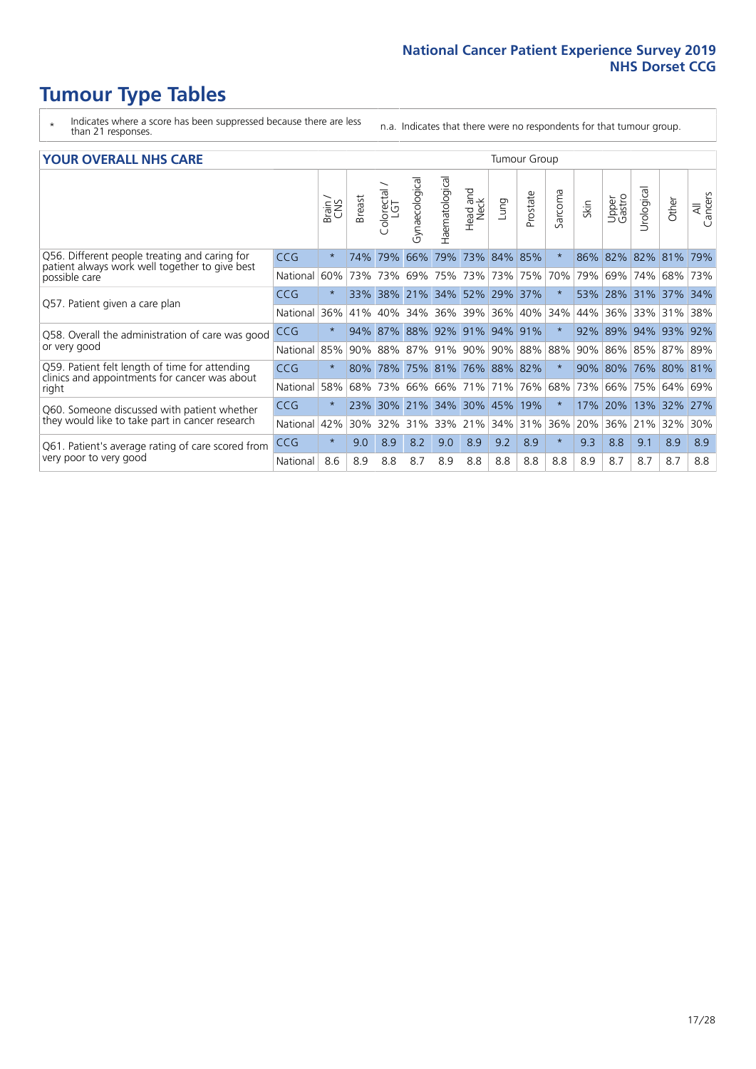# Tumour Type Tables

\* Indicates where a score has been suppressed because there are less than 21 responses.

n.a. Indicates that there were no respondents for that tumour group.

## YOUR OVERALL NHS CARE

| | | Brain / CNS | Breast | Colorectal / LGT | Gynaecological | Haematological | Head and Neck | Lung | Prostate | Sarcoma | Skin | Upper Gastro | Urological | Other | All Cancers |
|---|---|---|---|---|---|---|---|---|---|---|---|---|---|---|---|
| Q56. Different people treating and caring for patient always work well together to give best possible care | CCG | * | 74% | 79% | 66% | 79% | 73% | 84% | 85% | * | 86% | 82% | 82% | 81% | 79% |
| | National | 60% | 73% | 73% | 69% | 75% | 73% | 73% | 75% | 70% | 79% | 69% | 74% | 68% | 73% |
| Q57. Patient given a care plan | CCG | * | 33% | 38% | 21% | 34% | 52% | 29% | 37% | * | 53% | 28% | 31% | 37% | 34% |
| | National | 36% | 41% | 40% | 34% | 36% | 39% | 36% | 40% | 34% | 44% | 36% | 33% | 31% | 38% |
| Q58. Overall the administration of care was good or very good | CCG | * | 94% | 87% | 88% | 92% | 91% | 94% | 91% | * | 92% | 89% | 94% | 93% | 92% |
| | National | 85% | 90% | 88% | 87% | 91% | 90% | 90% | 88% | 88% | 90% | 86% | 85% | 87% | 89% |
| Q59. Patient felt length of time for attending clinics and appointments for cancer was about right | CCG | * | 80% | 78% | 75% | 81% | 76% | 88% | 82% | * | 90% | 80% | 76% | 80% | 81% |
| | National | 58% | 68% | 73% | 66% | 66% | 71% | 71% | 76% | 68% | 73% | 66% | 75% | 64% | 69% |
| Q60. Someone discussed with patient whether they would like to take part in cancer research | CCG | * | 23% | 30% | 21% | 34% | 30% | 45% | 19% | * | 17% | 20% | 13% | 32% | 27% |
| | National | 42% | 30% | 32% | 31% | 33% | 21% | 34% | 31% | 36% | 20% | 36% | 21% | 32% | 30% |
| Q61. Patient's average rating of care scored from very poor to very good | CCG | * | 9.0 | 8.9 | 8.2 | 9.0 | 8.9 | 9.2 | 8.9 | * | 9.3 | 8.8 | 9.1 | 8.9 | 8.9 |
| | National | 8.6 | 8.9 | 8.8 | 8.7 | 8.9 | 8.8 | 8.8 | 8.8 | 8.8 | 8.9 | 8.7 | 8.7 | 8.7 | 8.8 |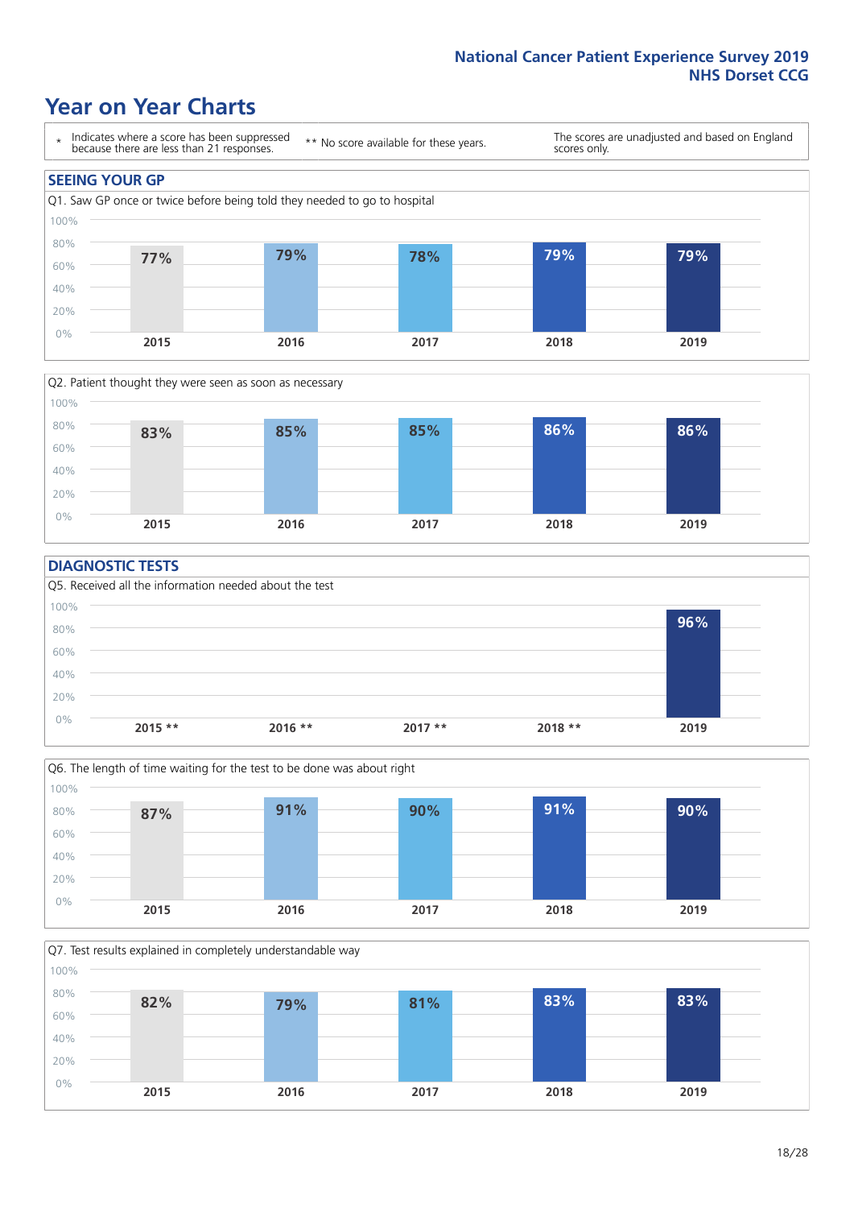# Year on Year Charts

| * Indicates where a score has been suppressed because there are less than 21 responses. | ** No score available for these years. | The scores are unadjusted and based on England scores only. |
|---|---|---|

## SEEING YOUR GP

Q1. Saw GP once or twice before being told they needed to go to hospital

| 2015 | 2016 | 2017 | 2018 | 2019 |
|---|---|---|---|---|
| 77% | 79% | 78% | 79% | 79% |

Q2. Patient thought they were seen as soon as necessary

| 2015 | 2016 | 2017 | 2018 | 2019 |
|---|---|---|---|---|
| 83% | 85% | 85% | 86% | 86% |

## DIAGNOSTIC TESTS

Q5. Received all the information needed about the test

| 2015 ** | 2016 ** | 2017 ** | 2018 ** | 2019 |
|---|---|---|---|---|
| | | | | 96% |

Q6. The length of time waiting for the test to be done was about right

| 2015 | 2016 | 2017 | 2018 | 2019 |
|---|---|---|---|---|
| 87% | 91% | 90% | 91% | 90% |

Q7. Test results explained in completely understandable way

| 2015 | 2016 | 2017 | 2018 | 2019 |
|---|---|---|---|---|
| 82% | 79% | 81% | 83% | 83% |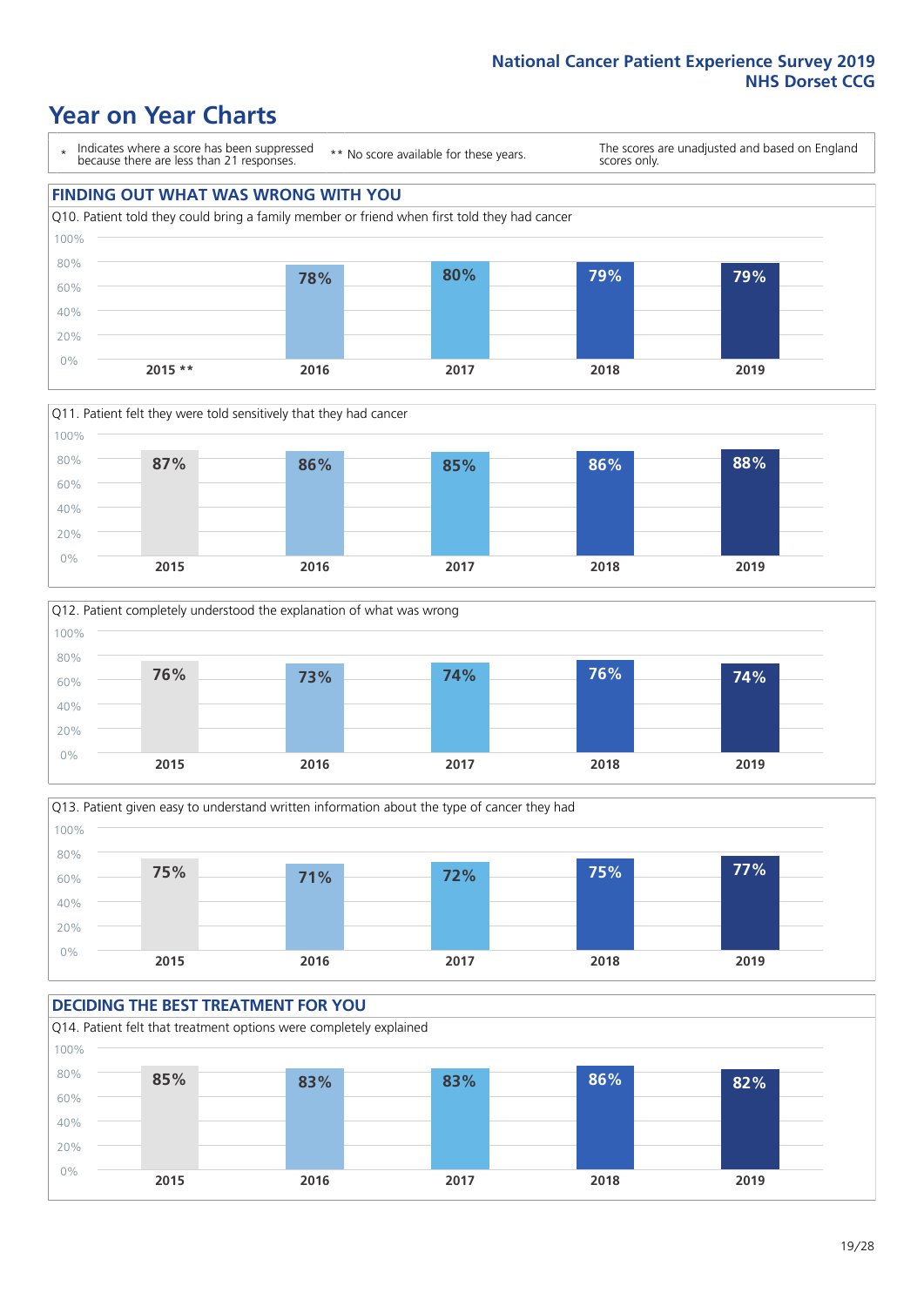# Year on Year Charts

\* Indicates where a score has been suppressed because there are less than 21 responses.

** No score available for these years.

The scores are unadjusted and based on England scores only.

## FINDING OUT WHAT WAS WRONG WITH YOU

Q10. Patient told they could bring a family member or friend when first told they had cancer

| 2015 ** | 2016 | 2017 | 2018 | 2019 |
|---|---|---|---|---|
| | 78% | 80% | 79% | 79% |

Q11. Patient felt they were told sensitively that they had cancer

| 2015 | 2016 | 2017 | 2018 | 2019 |
|---|---|---|---|---|
| 87% | 86% | 85% | 86% | 88% |

Q12. Patient completely understood the explanation of what was wrong

| 2015 | 2016 | 2017 | 2018 | 2019 |
|---|---|---|---|---|
| 76% | 73% | 74% | 76% | 74% |

Q13. Patient given easy to understand written information about the type of cancer they had

| 2015 | 2016 | 2017 | 2018 | 2019 |
|---|---|---|---|---|
| 75% | 71% | 72% | 75% | 77% |

## DECIDING THE BEST TREATMENT FOR YOU

Q14. Patient felt that treatment options were completely explained

| 2015 | 2016 | 2017 | 2018 | 2019 |
|---|---|---|---|---|
| 85% | 83% | 83% | 86% | 82% |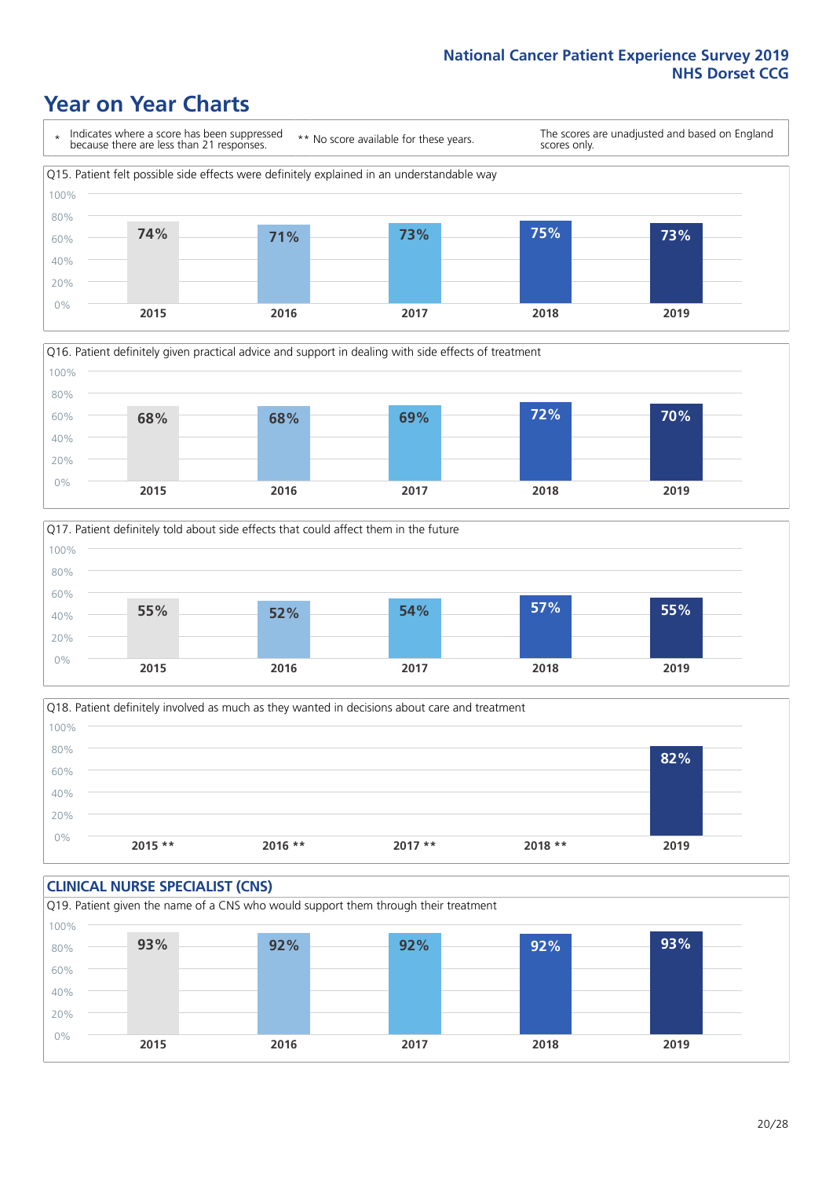# Year on Year Charts

\* Indicates where a score has been suppressed because there are less than 21 responses.

** No score available for these years.

The scores are unadjusted and based on England scores only.

Q15. Patient felt possible side effects were definitely explained in an understandable way

| 2015 | 2016 | 2017 | 2018 | 2019 |
|---|---|---|---|---|
| 74% | 71% | 73% | 75% | 73% |

Q16. Patient definitely given practical advice and support in dealing with side effects of treatment

| 2015 | 2016 | 2017 | 2018 | 2019 |
|---|---|---|---|---|
| 68% | 68% | 69% | 72% | 70% |

Q17. Patient definitely told about side effects that could affect them in the future

| 2015 | 2016 | 2017 | 2018 | 2019 |
|---|---|---|---|---|
| 55% | 52% | 54% | 57% | 55% |

Q18. Patient definitely involved as much as they wanted in decisions about care and treatment

| 2015 ** | 2016 ** | 2017 ** | 2018 ** | 2019 |
|---|---|---|---|---|
| | | | | 82% |

## CLINICAL NURSE SPECIALIST (CNS)

Q19. Patient given the name of a CNS who would support them through their treatment

| 2015 | 2016 | 2017 | 2018 | 2019 |
|---|---|---|---|---|
| 93% | 92% | 92% | 92% | 93% |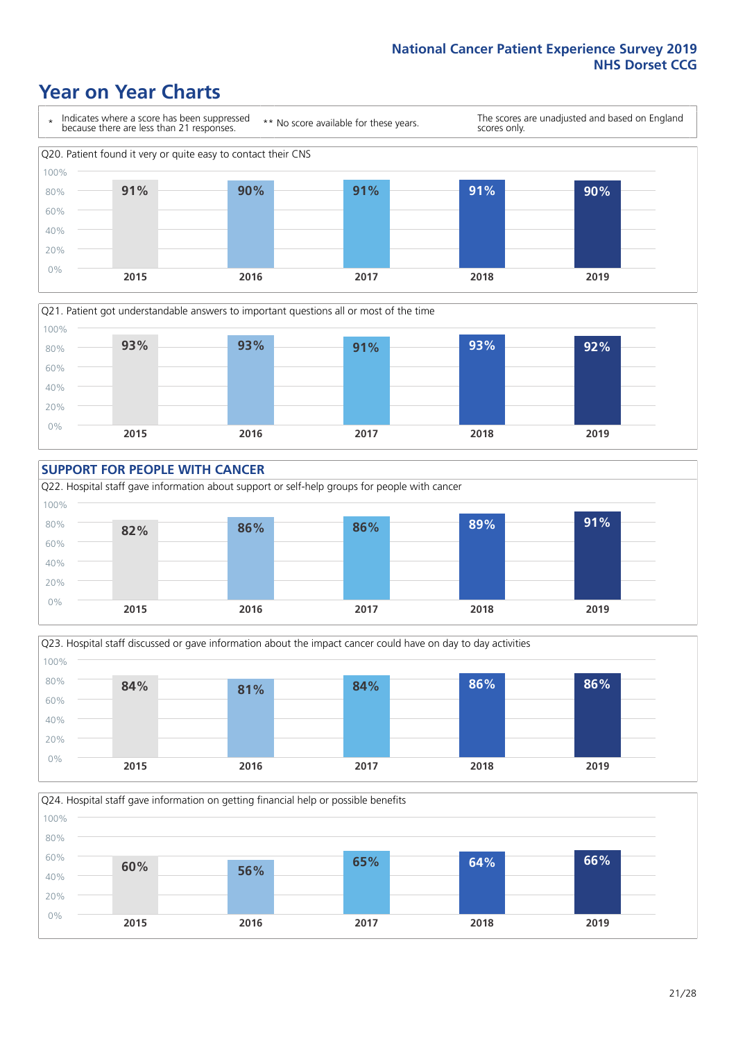# Year on Year Charts

| * Indicates where a score has been suppressed because there are less than 21 responses. | ** No score available for these years. | The scores are unadjusted and based on England scores only. |
|---|---|---|

**Q20. Patient found it very or quite easy to contact their CNS**

| 2015 | 2016 | 2017 | 2018 | 2019 |
|---|---|---|---|---|
| 91% | 90% | 91% | 91% | 90% |

**Q21. Patient got understandable answers to important questions all or most of the time**

| 2015 | 2016 | 2017 | 2018 | 2019 |
|---|---|---|---|---|
| 93% | 93% | 91% | 93% | 92% |

## SUPPORT FOR PEOPLE WITH CANCER

**Q22. Hospital staff gave information about support or self-help groups for people with cancer**

| 2015 | 2016 | 2017 | 2018 | 2019 |
|---|---|---|---|---|
| 82% | 86% | 86% | 89% | 91% |

**Q23. Hospital staff discussed or gave information about the impact cancer could have on day to day activities**

| 2015 | 2016 | 2017 | 2018 | 2019 |
|---|---|---|---|---|
| 84% | 81% | 84% | 86% | 86% |

**Q24. Hospital staff gave information on getting financial help or possible benefits**

| 2015 | 2016 | 2017 | 2018 | 2019 |
|---|---|---|---|---|
| 60% | 56% | 65% | 64% | 66% |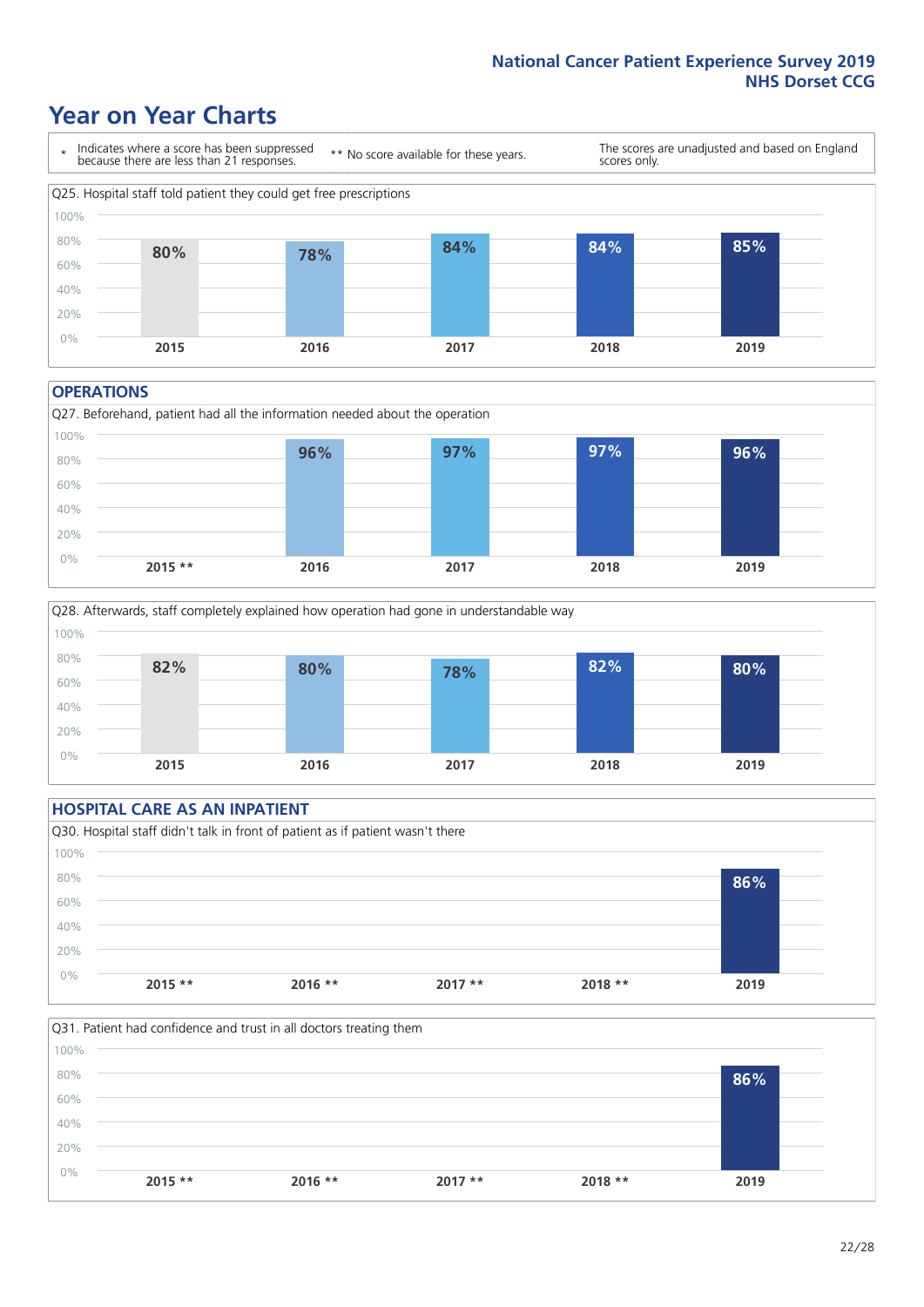# Year on Year Charts

\* Indicates where a score has been suppressed because there are less than 21 responses.

** No score available for these years.

The scores are unadjusted and based on England scores only.

Q25. Hospital staff told patient they could get free prescriptions

| 2015 | 2016 | 2017 | 2018 | 2019 |
|---|---|---|---|---|
| 80% | 78% | 84% | 84% | 85% |

## OPERATIONS

Q27. Beforehand, patient had all the information needed about the operation

| 2015 ** | 2016 | 2017 | 2018 | 2019 |
|---|---|---|---|---|
| | 96% | 97% | 97% | 96% |

Q28. Afterwards, staff completely explained how operation had gone in understandable way

| 2015 | 2016 | 2017 | 2018 | 2019 |
|---|---|---|---|---|
| 82% | 80% | 78% | 82% | 80% |

## HOSPITAL CARE AS AN INPATIENT

Q30. Hospital staff didn't talk in front of patient as if patient wasn't there

| 2015 ** | 2016 ** | 2017 ** | 2018 ** | 2019 |
|---|---|---|---|---|
| | | | | 86% |

Q31. Patient had confidence and trust in all doctors treating them

| 2015 ** | 2016 ** | 2017 ** | 2018 ** | 2019 |
|---|---|---|---|---|
| | | | | 86% |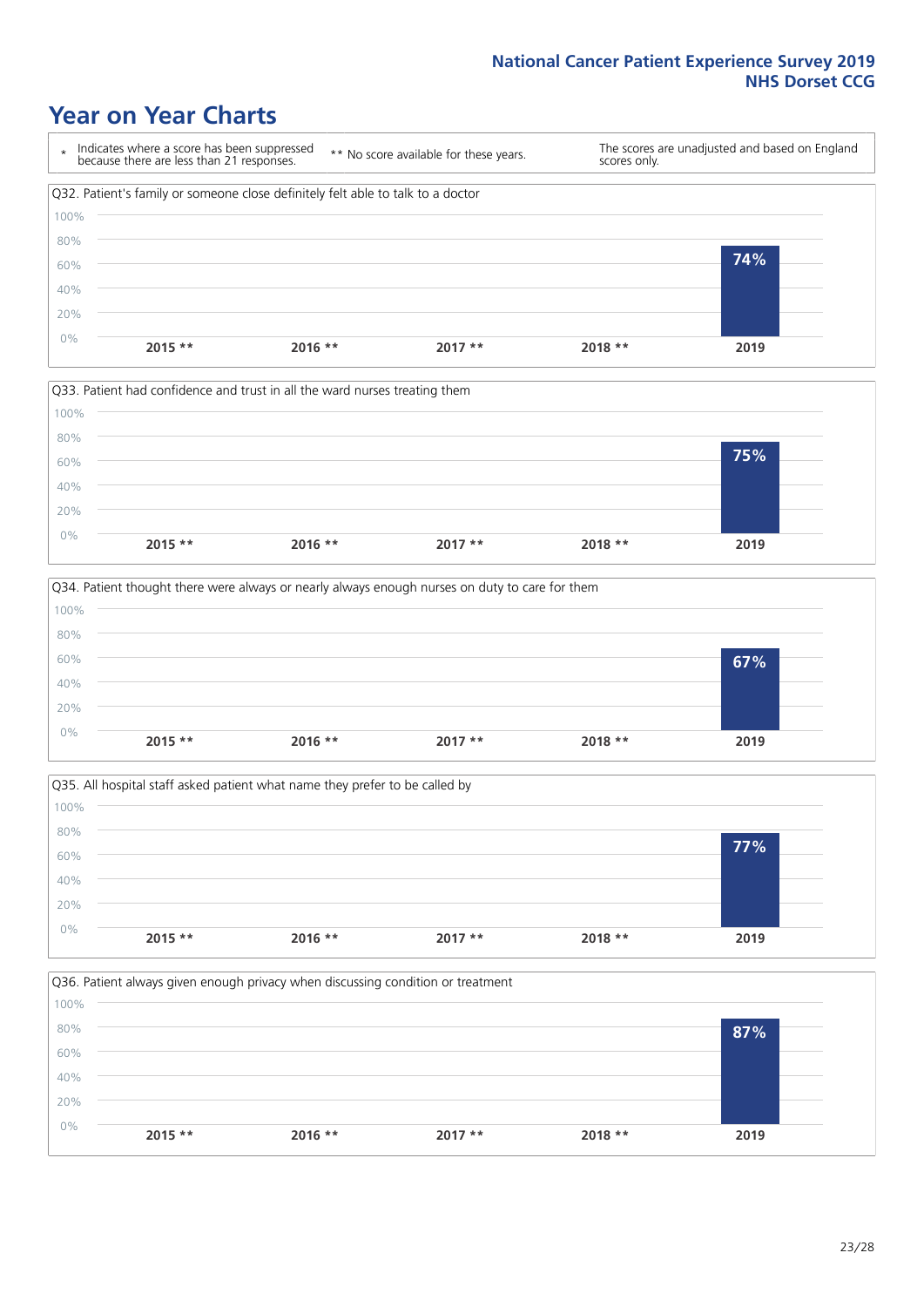# Year on Year Charts

\* Indicates where a score has been suppressed because there are less than 21 responses.

** No score available for these years.

The scores are unadjusted and based on England scores only.

Q32. Patient's family or someone close definitely felt able to talk to a doctor

| 2015 ** | 2016 ** | 2017 ** | 2018 ** | 2019 |
|---|---|---|---|---|
| | | | | 74% |

Q33. Patient had confidence and trust in all the ward nurses treating them

| 2015 ** | 2016 ** | 2017 ** | 2018 ** | 2019 |
|---|---|---|---|---|
| | | | | 75% |

Q34. Patient thought there were always or nearly always enough nurses on duty to care for them

| 2015 ** | 2016 ** | 2017 ** | 2018 ** | 2019 |
|---|---|---|---|---|
| | | | | 67% |

Q35. All hospital staff asked patient what name they prefer to be called by

| 2015 ** | 2016 ** | 2017 ** | 2018 ** | 2019 |
|---|---|---|---|---|
| | | | | 77% |

Q36. Patient always given enough privacy when discussing condition or treatment

| 2015 ** | 2016 ** | 2017 ** | 2018 ** | 2019 |
|---|---|---|---|---|
| | | | | 87% |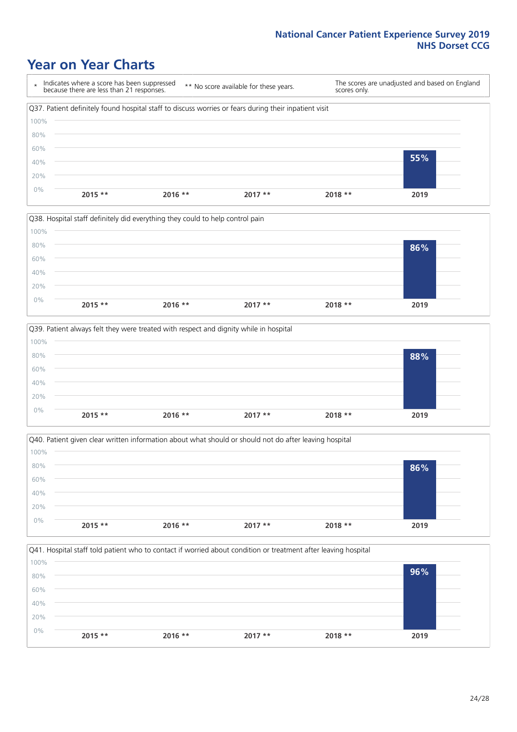## Year on Year Charts

| * Indicates where a score has been suppressed because there are less than 21 responses. | ** No score available for these years. | The scores are unadjusted and based on England scores only. |
|---|---|---|

Q37. Patient definitely found hospital staff to discuss worries or fears during their inpatient visit

| 2015 ** | 2016 ** | 2017 ** | 2018 ** | 2019 |
|---|---|---|---|---|
| | | | | 55% |

Q38. Hospital staff definitely did everything they could to help control pain

| 2015 ** | 2016 ** | 2017 ** | 2018 ** | 2019 |
|---|---|---|---|---|
| | | | | 86% |

Q39. Patient always felt they were treated with respect and dignity while in hospital

| 2015 ** | 2016 ** | 2017 ** | 2018 ** | 2019 |
|---|---|---|---|---|
| | | | | 88% |

Q40. Patient given clear written information about what should or should not do after leaving hospital

| 2015 ** | 2016 ** | 2017 ** | 2018 ** | 2019 |
|---|---|---|---|---|
| | | | | 86% |

Q41. Hospital staff told patient who to contact if worried about condition or treatment after leaving hospital

| 2015 ** | 2016 ** | 2017 ** | 2018 ** | 2019 |
|---|---|---|---|---|
| | | | | 96% |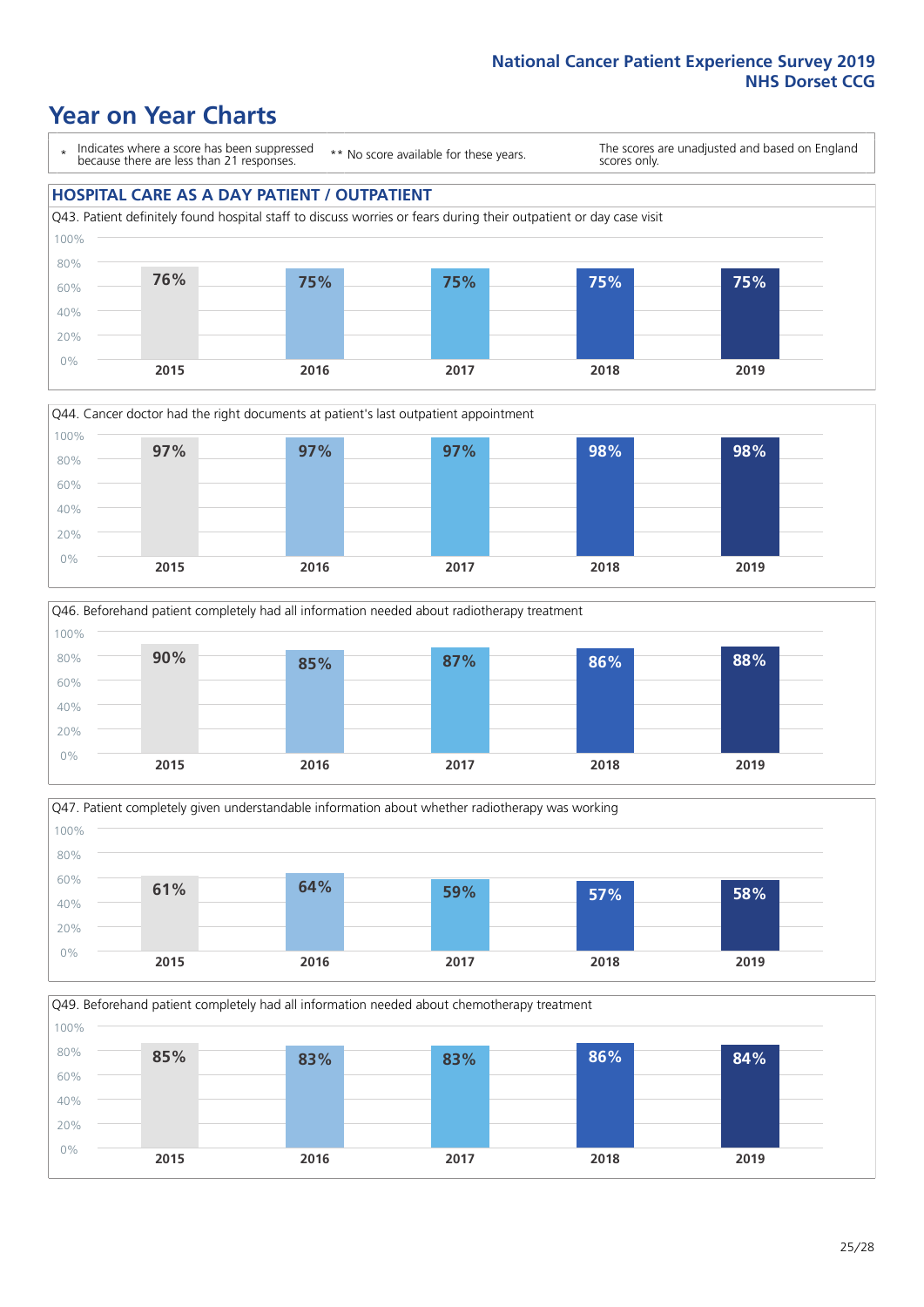# Year on Year Charts

\* Indicates where a score has been suppressed because there are less than 21 responses.

\*\* No score available for these years.

The scores are unadjusted and based on England scores only.

## HOSPITAL CARE AS A DAY PATIENT / OUTPATIENT

Q43. Patient definitely found hospital staff to discuss worries or fears during their outpatient or day case visit

| 2015 | 2016 | 2017 | 2018 | 2019 |
|---|---|---|---|---|
| 76% | 75% | 75% | 75% | 75% |

Q44. Cancer doctor had the right documents at patient's last outpatient appointment

| 2015 | 2016 | 2017 | 2018 | 2019 |
|---|---|---|---|---|
| 97% | 97% | 97% | 98% | 98% |

Q46. Beforehand patient completely had all information needed about radiotherapy treatment

| 2015 | 2016 | 2017 | 2018 | 2019 |
|---|---|---|---|---|
| 90% | 85% | 87% | 86% | 88% |

Q47. Patient completely given understandable information about whether radiotherapy was working

| 2015 | 2016 | 2017 | 2018 | 2019 |
|---|---|---|---|---|
| 61% | 64% | 59% | 57% | 58% |

Q49. Beforehand patient completely had all information needed about chemotherapy treatment

| 2015 | 2016 | 2017 | 2018 | 2019 |
|---|---|---|---|---|
| 85% | 83% | 83% | 86% | 84% |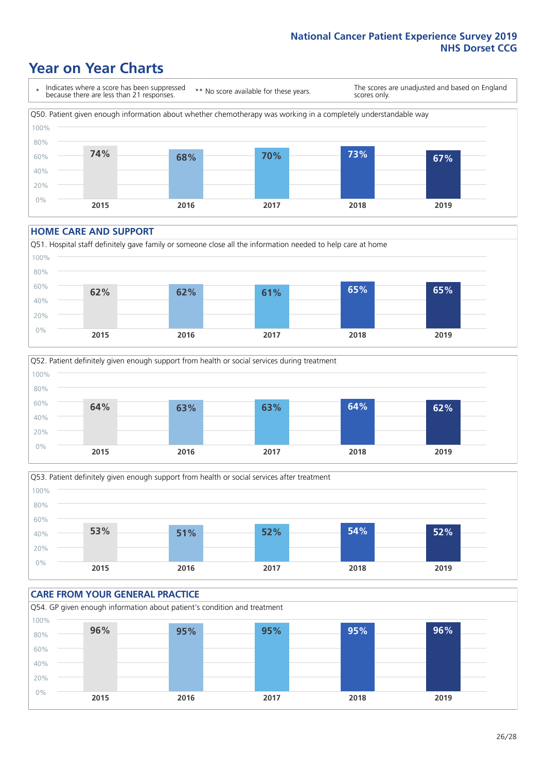# Year on Year Charts

\* Indicates where a score has been suppressed because there are less than 21 responses.

** No score available for these years.

The scores are unadjusted and based on England scores only.

Q50. Patient given enough information about whether chemotherapy was working in a completely understandable way

| 2015 | 2016 | 2017 | 2018 | 2019 |
|---|---|---|---|---|
| 74% | 68% | 70% | 73% | 67% |

## HOME CARE AND SUPPORT

Q51. Hospital staff definitely gave family or someone close all the information needed to help care at home

| 2015 | 2016 | 2017 | 2018 | 2019 |
|---|---|---|---|---|
| 62% | 62% | 61% | 65% | 65% |

Q52. Patient definitely given enough support from health or social services during treatment

| 2015 | 2016 | 2017 | 2018 | 2019 |
|---|---|---|---|---|
| 64% | 63% | 63% | 64% | 62% |

Q53. Patient definitely given enough support from health or social services after treatment

| 2015 | 2016 | 2017 | 2018 | 2019 |
|---|---|---|---|---|
| 53% | 51% | 52% | 54% | 52% |

## CARE FROM YOUR GENERAL PRACTICE

Q54. GP given enough information about patient's condition and treatment

| 2015 | 2016 | 2017 | 2018 | 2019 |
|---|---|---|---|---|
| 96% | 95% | 95% | 95% | 96% |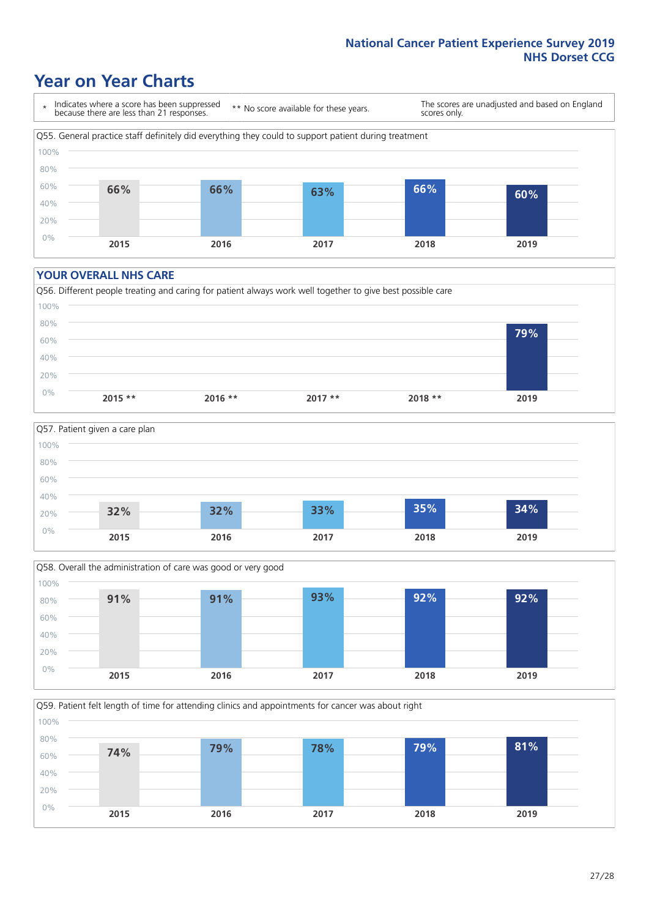National Cancer Patient Experience Survey 2019
NHS Dorset CCG

# Year on Year Charts

\* Indicates where a score has been suppressed because there are less than 21 responses.

\*\* No score available for these years.

The scores are unadjusted and based on England scores only.

### Q55. General practice staff definitely did everything they could to support patient during treatment

| 2015 | 2016 | 2017 | 2018 | 2019 |
|---|---|---|---|---|
| 66% | 66% | 63% | 66% | 60% |

## YOUR OVERALL NHS CARE

### Q56. Different people treating and caring for patient always work well together to give best possible care

| 2015 ** | 2016 ** | 2017 ** | 2018 ** | 2019 |
|---|---|---|---|---|
| | | | | 79% |

### Q57. Patient given a care plan

| 2015 | 2016 | 2017 | 2018 | 2019 |
|---|---|---|---|---|
| 32% | 32% | 33% | 35% | 34% |

### Q58. Overall the administration of care was good or very good

| 2015 | 2016 | 2017 | 2018 | 2019 |
|---|---|---|---|---|
| 91% | 91% | 93% | 92% | 92% |

### Q59. Patient felt length of time for attending clinics and appointments for cancer was about right

| 2015 | 2016 | 2017 | 2018 | 2019 |
|---|---|---|---|---|
| 74% | 79% | 78% | 79% | 81% |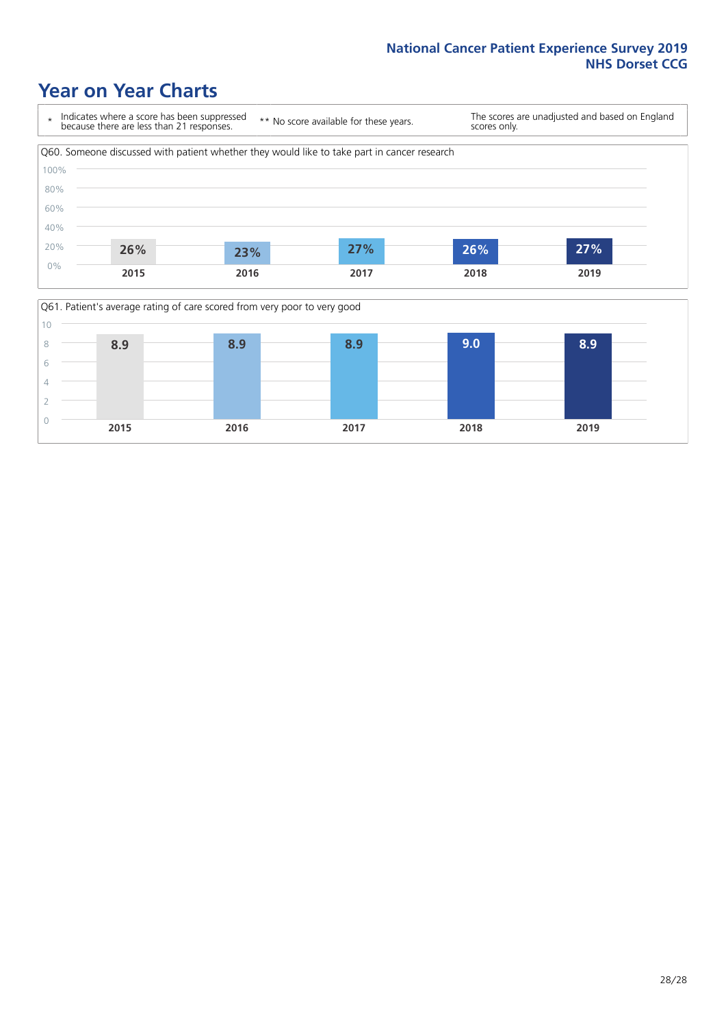# Year on Year Charts

\* Indicates where a score has been suppressed because there are less than 21 responses.

** No score available for these years.

The scores are unadjusted and based on England scores only.

Q60. Someone discussed with patient whether they would like to take part in cancer research

100%
80%
60%
40%
20%
0%

26% 2015
23% 2016
27% 2017
26% 2018
27% 2019

Q61. Patient's average rating of care scored from very poor to very good

10
8
6
4
2
0

8.9 2015
8.9 2016
8.9 2017
9.0 2018
8.9 2019